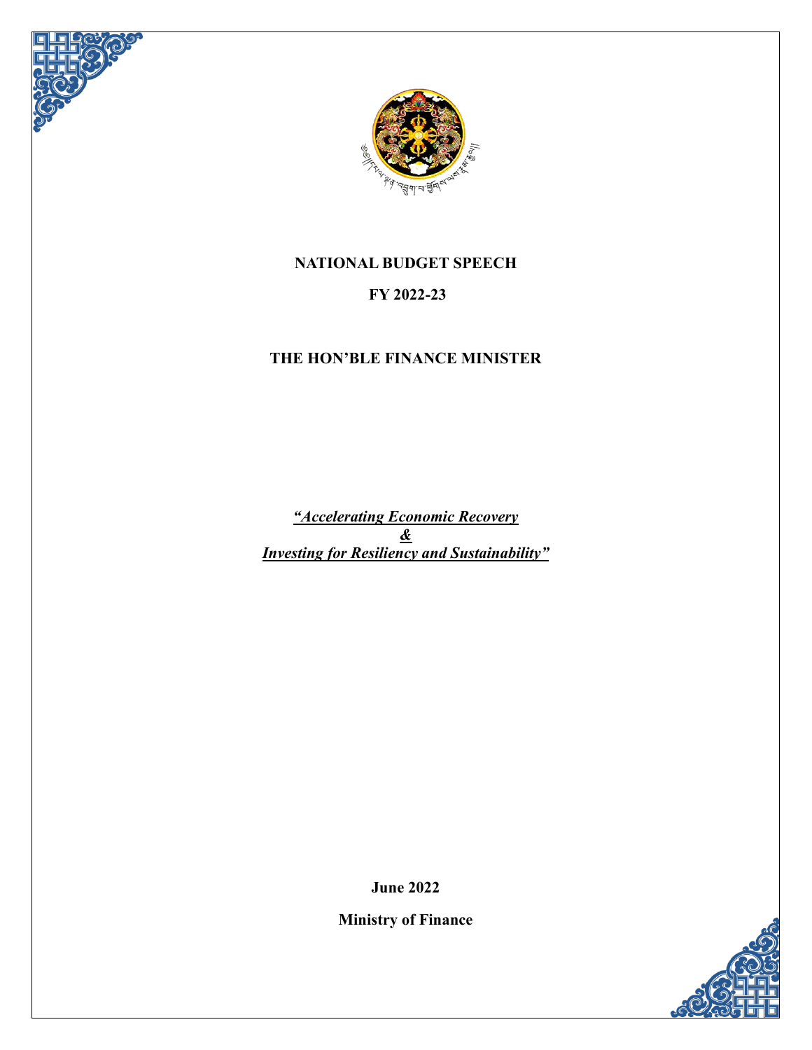# NATIONAL BUDGET SPEECH

## FY 2022-23

## THE HON'BLE FINANCE MINISTER

***"Accelerating Economic Recovery***
***&***
***Investing for Resiliency and Sustainability"***

**June 2022**

**Ministry of Finance**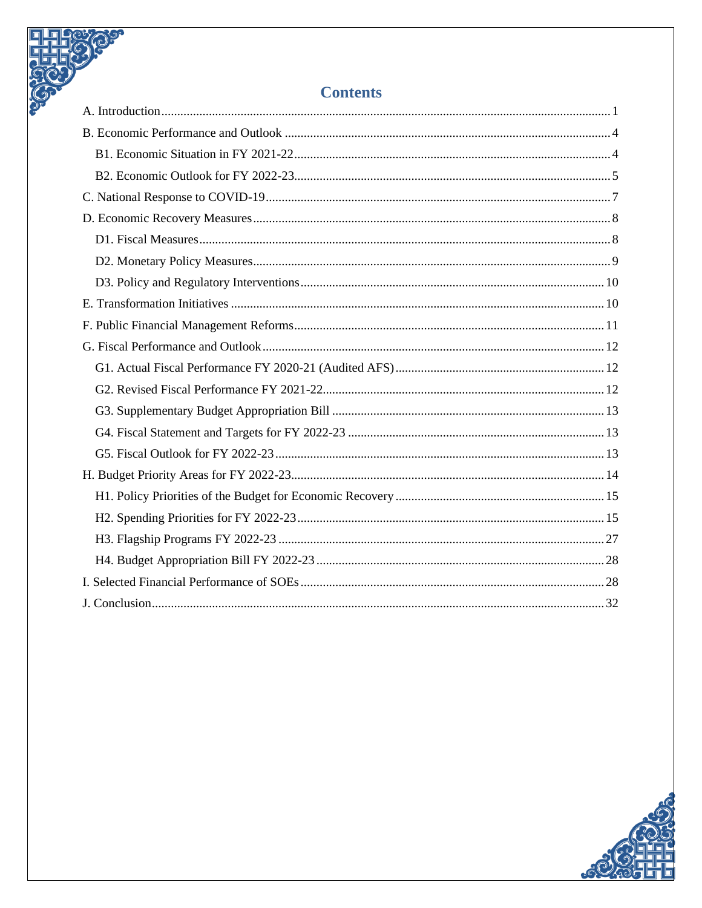# Contents

A. Introduction ..... 1

B. Economic Performance and Outlook ..... 4

- B1. Economic Situation in FY 2021-22 ..... 4
- B2. Economic Outlook for FY 2022-23 ..... 5

C. National Response to COVID-19 ..... 7

D. Economic Recovery Measures ..... 8

- D1. Fiscal Measures ..... 8
- D2. Monetary Policy Measures ..... 9
- D3. Policy and Regulatory Interventions ..... 10

E. Transformation Initiatives ..... 10

F. Public Financial Management Reforms ..... 11

G. Fiscal Performance and Outlook ..... 12

- G1. Actual Fiscal Performance FY 2020-21 (Audited AFS) ..... 12
- G2. Revised Fiscal Performance FY 2021-22 ..... 12
- G3. Supplementary Budget Appropriation Bill ..... 13
- G4. Fiscal Statement and Targets for FY 2022-23 ..... 13
- G5. Fiscal Outlook for FY 2022-23 ..... 13

H. Budget Priority Areas for FY 2022-23 ..... 14

- H1. Policy Priorities of the Budget for Economic Recovery ..... 15
- H2. Spending Priorities for FY 2022-23 ..... 15
- H3. Flagship Programs FY 2022-23 ..... 27
- H4. Budget Appropriation Bill FY 2022-23 ..... 28

I. Selected Financial Performance of SOEs ..... 28

J. Conclusion ..... 32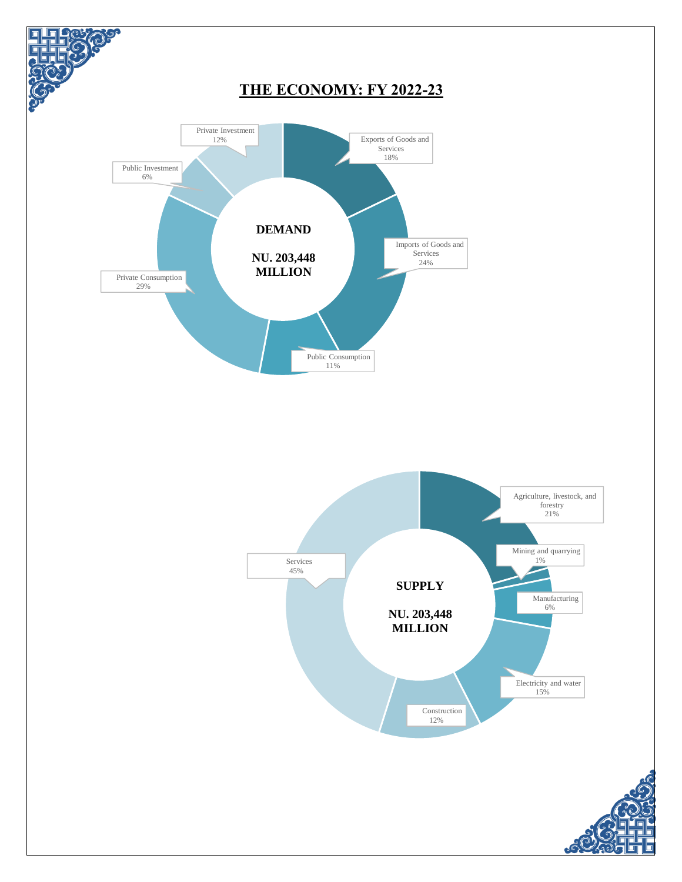# THE ECONOMY: FY 2022-23

**DEMAND**

**NU. 203,448 MILLION**

| Component | Share |
|---|---|
| Exports of Goods and Services | 18% |
| Imports of Goods and Services | 24% |
| Public Consumption | 11% |
| Private Consumption | 29% |
| Public Investment | 6% |
| Private Investment | 12% |

**SUPPLY**

**NU. 203,448 MILLION**

| Sector | Share |
|---|---|
| Agriculture, livestock, and forestry | 21% |
| Mining and quarrying | 1% |
| Manufacturing | 6% |
| Electricity and water | 15% |
| Construction | 12% |
| Services | 45% |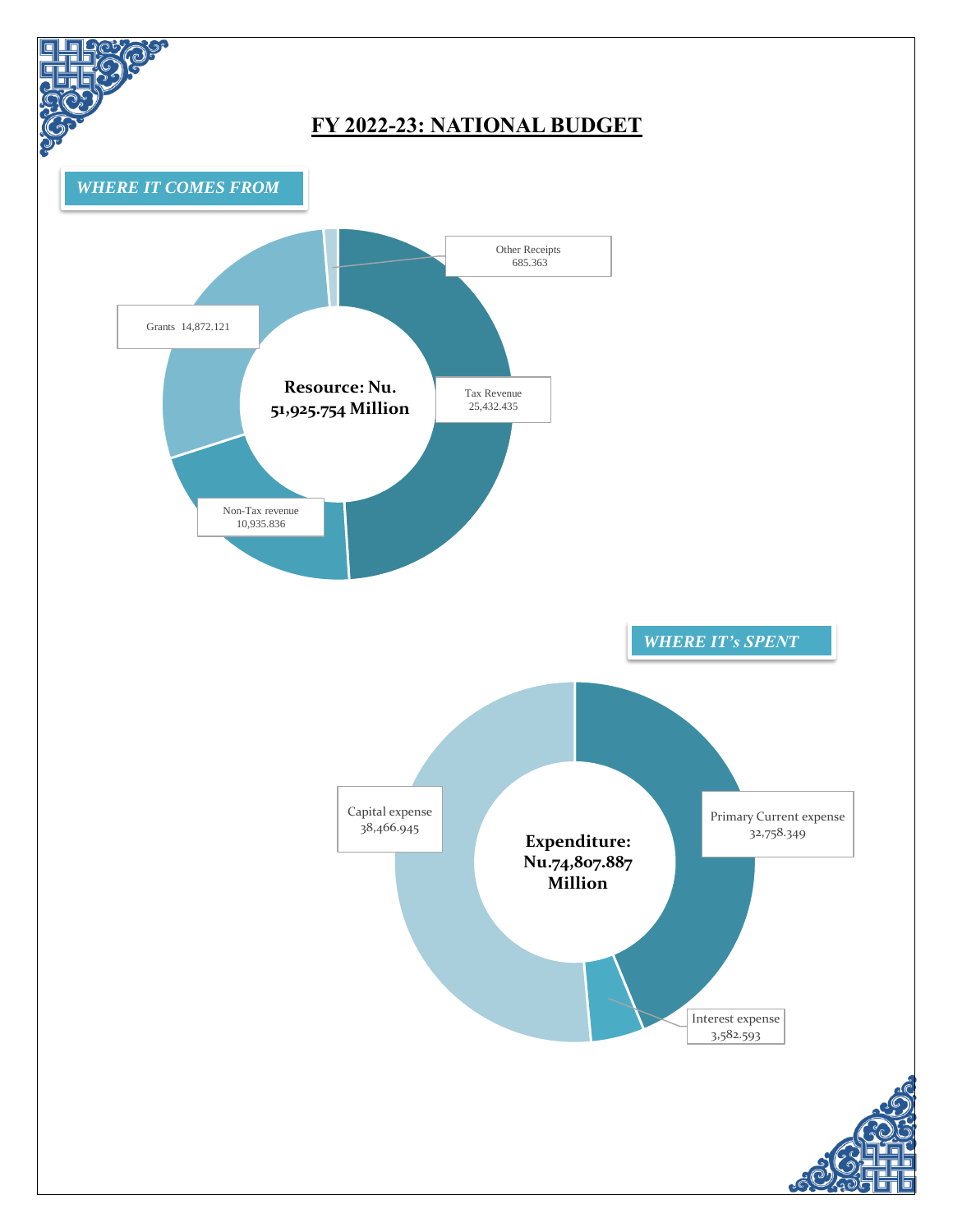# FY 2022-23: NATIONAL BUDGET

## *WHERE IT COMES FROM*

**Resource: Nu. 51,925.754 Million**

- Tax Revenue 25,432.435
- Non-Tax revenue 10,935.836
- Grants 14,872.121
- Other Receipts 685.363

## *WHERE IT's SPENT*

**Expenditure: Nu.74,807.887 Million**

- Primary Current expense 32,758.349
- Interest expense 3,582.593
- Capital expense 38,466.945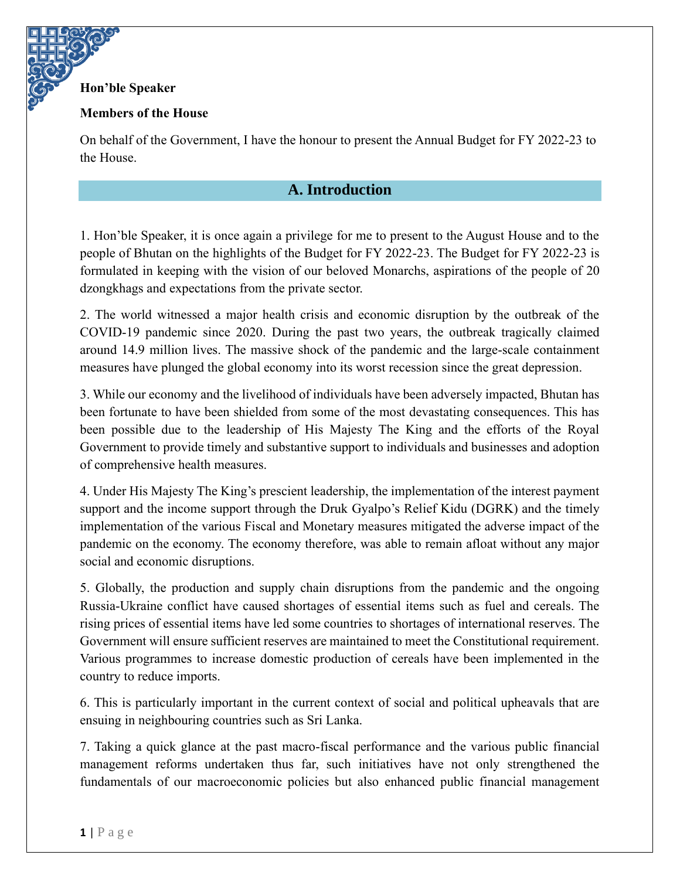**Hon'ble Speaker**

**Members of the House**

On behalf of the Government, I have the honour to present the Annual Budget for FY 2022-23 to the House.

## A. Introduction

1. Hon'ble Speaker, it is once again a privilege for me to present to the August House and to the people of Bhutan on the highlights of the Budget for FY 2022-23. The Budget for FY 2022-23 is formulated in keeping with the vision of our beloved Monarchs, aspirations of the people of 20 dzongkhags and expectations from the private sector.

2. The world witnessed a major health crisis and economic disruption by the outbreak of the COVID-19 pandemic since 2020. During the past two years, the outbreak tragically claimed around 14.9 million lives. The massive shock of the pandemic and the large-scale containment measures have plunged the global economy into its worst recession since the great depression.

3. While our economy and the livelihood of individuals have been adversely impacted, Bhutan has been fortunate to have been shielded from some of the most devastating consequences. This has been possible due to the leadership of His Majesty The King and the efforts of the Royal Government to provide timely and substantive support to individuals and businesses and adoption of comprehensive health measures.

4. Under His Majesty The King's prescient leadership, the implementation of the interest payment support and the income support through the Druk Gyalpo's Relief Kidu (DGRK) and the timely implementation of the various Fiscal and Monetary measures mitigated the adverse impact of the pandemic on the economy. The economy therefore, was able to remain afloat without any major social and economic disruptions.

5. Globally, the production and supply chain disruptions from the pandemic and the ongoing Russia-Ukraine conflict have caused shortages of essential items such as fuel and cereals. The rising prices of essential items have led some countries to shortages of international reserves. The Government will ensure sufficient reserves are maintained to meet the Constitutional requirement. Various programmes to increase domestic production of cereals have been implemented in the country to reduce imports.

6. This is particularly important in the current context of social and political upheavals that are ensuing in neighbouring countries such as Sri Lanka.

7. Taking a quick glance at the past macro-fiscal performance and the various public financial management reforms undertaken thus far, such initiatives have not only strengthened the fundamentals of our macroeconomic policies but also enhanced public financial management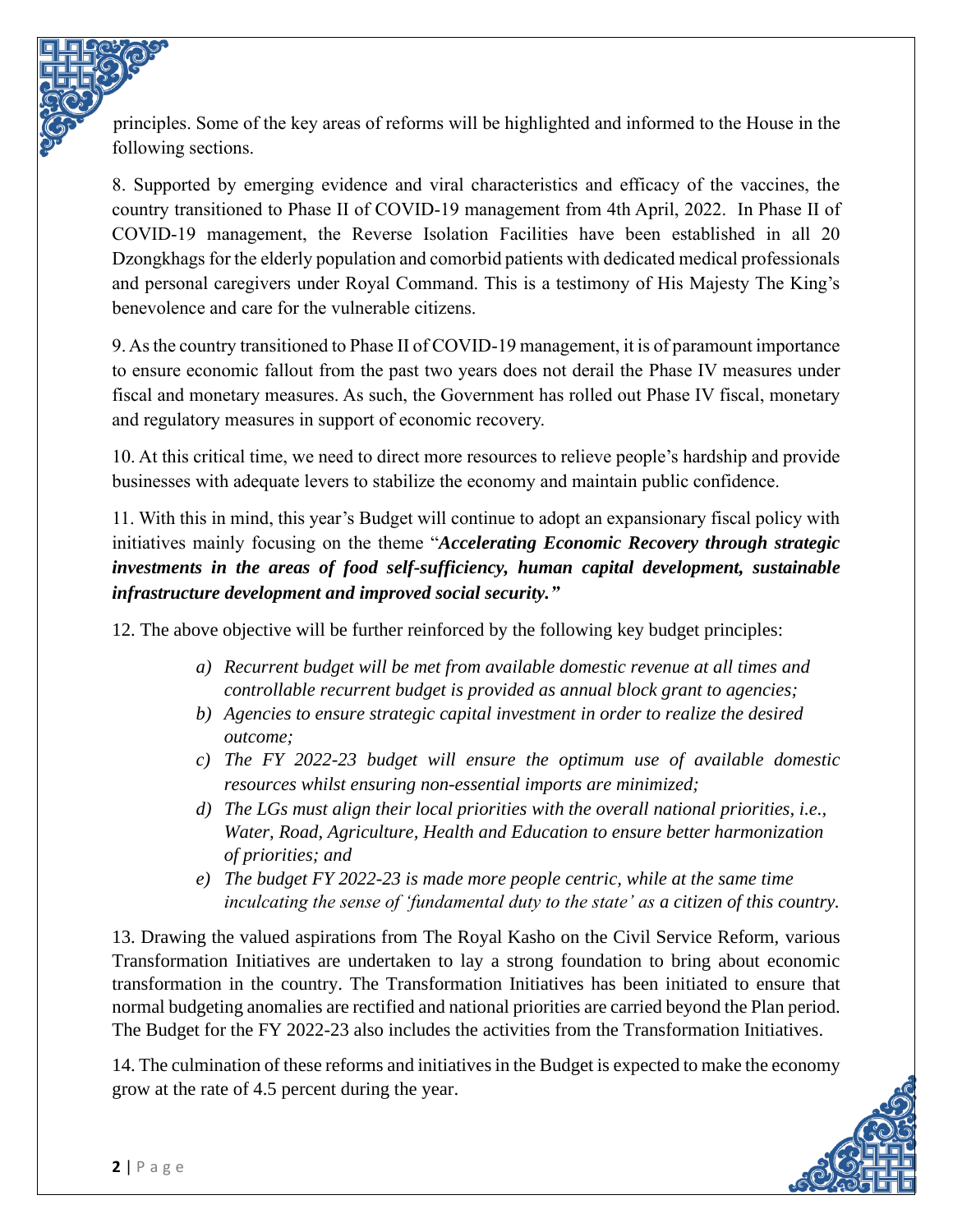principles. Some of the key areas of reforms will be highlighted and informed to the House in the following sections.

8. Supported by emerging evidence and viral characteristics and efficacy of the vaccines, the country transitioned to Phase II of COVID-19 management from 4th April, 2022. In Phase II of COVID-19 management, the Reverse Isolation Facilities have been established in all 20 Dzongkhags for the elderly population and comorbid patients with dedicated medical professionals and personal caregivers under Royal Command. This is a testimony of His Majesty The King's benevolence and care for the vulnerable citizens.

9. As the country transitioned to Phase II of COVID-19 management, it is of paramount importance to ensure economic fallout from the past two years does not derail the Phase IV measures under fiscal and monetary measures. As such, the Government has rolled out Phase IV fiscal, monetary and regulatory measures in support of economic recovery.

10. At this critical time, we need to direct more resources to relieve people's hardship and provide businesses with adequate levers to stabilize the economy and maintain public confidence.

11. With this in mind, this year's Budget will continue to adopt an expansionary fiscal policy with initiatives mainly focusing on the theme "***Accelerating Economic Recovery through strategic investments in the areas of food self-sufficiency, human capital development, sustainable infrastructure development and improved social security.***"

12. The above objective will be further reinforced by the following key budget principles:

*a) Recurrent budget will be met from available domestic revenue at all times and controllable recurrent budget is provided as annual block grant to agencies;*

*b) Agencies to ensure strategic capital investment in order to realize the desired outcome;*

*c) The FY 2022-23 budget will ensure the optimum use of available domestic resources whilst ensuring non-essential imports are minimized;*

*d) The LGs must align their local priorities with the overall national priorities, i.e., Water, Road, Agriculture, Health and Education to ensure better harmonization of priorities; and*

*e) The budget FY 2022-23 is made more people centric, while at the same time inculcating the sense of 'fundamental duty to the state' as a citizen of this country.*

13. Drawing the valued aspirations from The Royal Kasho on the Civil Service Reform, various Transformation Initiatives are undertaken to lay a strong foundation to bring about economic transformation in the country. The Transformation Initiatives has been initiated to ensure that normal budgeting anomalies are rectified and national priorities are carried beyond the Plan period. The Budget for the FY 2022-23 also includes the activities from the Transformation Initiatives.

14. The culmination of these reforms and initiatives in the Budget is expected to make the economy grow at the rate of 4.5 percent during the year.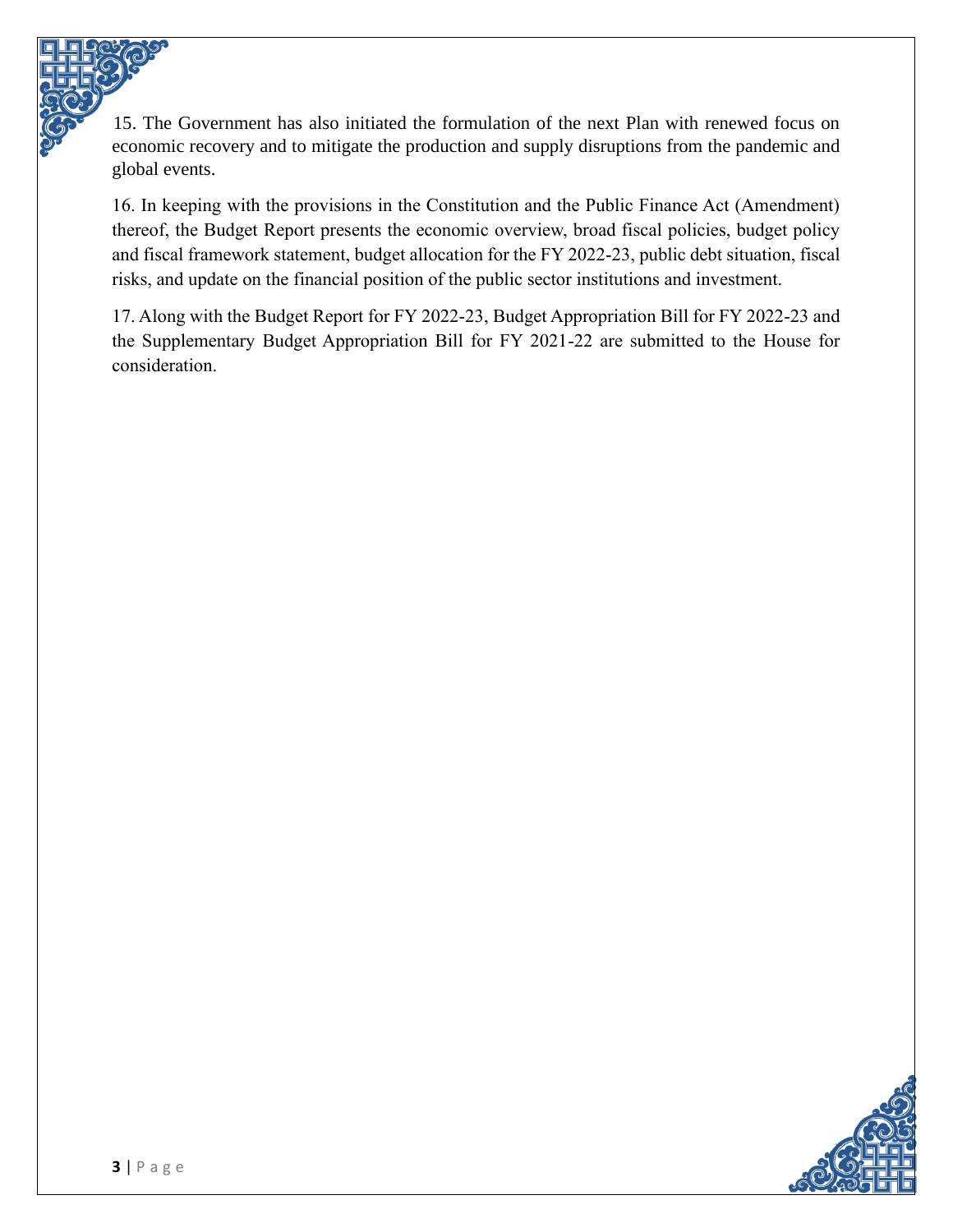15. The Government has also initiated the formulation of the next Plan with renewed focus on economic recovery and to mitigate the production and supply disruptions from the pandemic and global events.

16. In keeping with the provisions in the Constitution and the Public Finance Act (Amendment) thereof, the Budget Report presents the economic overview, broad fiscal policies, budget policy and fiscal framework statement, budget allocation for the FY 2022-23, public debt situation, fiscal risks, and update on the financial position of the public sector institutions and investment.

17. Along with the Budget Report for FY 2022-23, Budget Appropriation Bill for FY 2022-23 and the Supplementary Budget Appropriation Bill for FY 2021-22 are submitted to the House for consideration.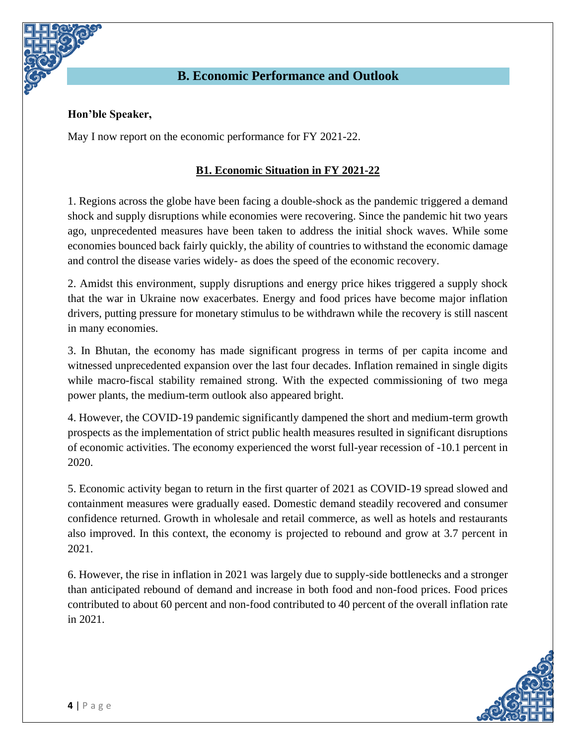## B. Economic Performance and Outlook

**Hon'ble Speaker,**

May I now report on the economic performance for FY 2021-22.

### B1. Economic Situation in FY 2021-22

1. Regions across the globe have been facing a double-shock as the pandemic triggered a demand shock and supply disruptions while economies were recovering. Since the pandemic hit two years ago, unprecedented measures have been taken to address the initial shock waves. While some economies bounced back fairly quickly, the ability of countries to withstand the economic damage and control the disease varies widely- as does the speed of the economic recovery.

2. Amidst this environment, supply disruptions and energy price hikes triggered a supply shock that the war in Ukraine now exacerbates. Energy and food prices have become major inflation drivers, putting pressure for monetary stimulus to be withdrawn while the recovery is still nascent in many economies.

3. In Bhutan, the economy has made significant progress in terms of per capita income and witnessed unprecedented expansion over the last four decades. Inflation remained in single digits while macro-fiscal stability remained strong. With the expected commissioning of two mega power plants, the medium-term outlook also appeared bright.

4. However, the COVID-19 pandemic significantly dampened the short and medium-term growth prospects as the implementation of strict public health measures resulted in significant disruptions of economic activities. The economy experienced the worst full-year recession of -10.1 percent in 2020.

5. Economic activity began to return in the first quarter of 2021 as COVID-19 spread slowed and containment measures were gradually eased. Domestic demand steadily recovered and consumer confidence returned. Growth in wholesale and retail commerce, as well as hotels and restaurants also improved. In this context, the economy is projected to rebound and grow at 3.7 percent in 2021.

6. However, the rise in inflation in 2021 was largely due to supply-side bottlenecks and a stronger than anticipated rebound of demand and increase in both food and non-food prices. Food prices contributed to about 60 percent and non-food contributed to 40 percent of the overall inflation rate in 2021.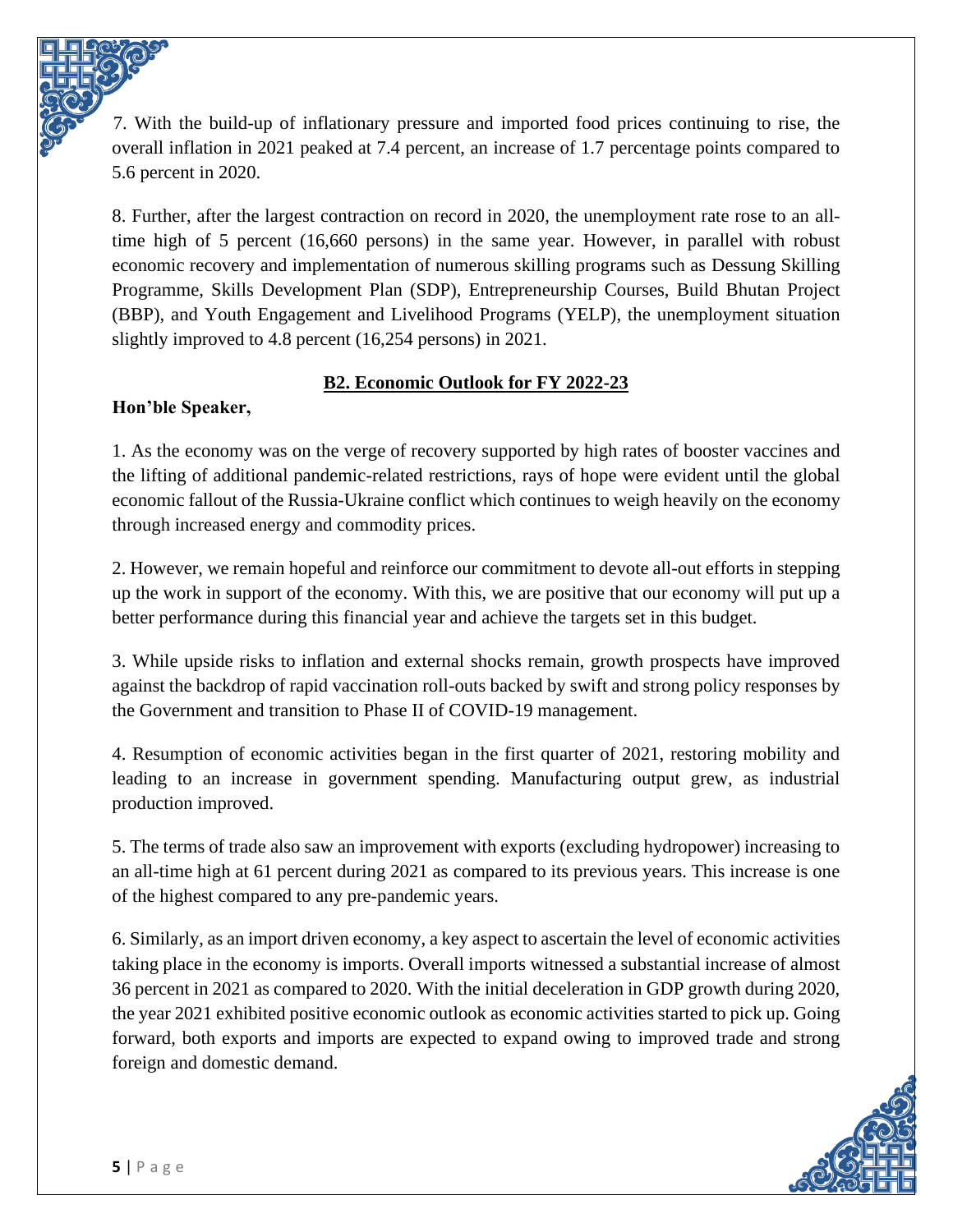7. With the build-up of inflationary pressure and imported food prices continuing to rise, the overall inflation in 2021 peaked at 7.4 percent, an increase of 1.7 percentage points compared to 5.6 percent in 2020.

8. Further, after the largest contraction on record in 2020, the unemployment rate rose to an all-time high of 5 percent (16,660 persons) in the same year. However, in parallel with robust economic recovery and implementation of numerous skilling programs such as Dessung Skilling Programme, Skills Development Plan (SDP), Entrepreneurship Courses, Build Bhutan Project (BBP), and Youth Engagement and Livelihood Programs (YELP), the unemployment situation slightly improved to 4.8 percent (16,254 persons) in 2021.

## B2. Economic Outlook for FY 2022-23

**Hon'ble Speaker,**

1. As the economy was on the verge of recovery supported by high rates of booster vaccines and the lifting of additional pandemic-related restrictions, rays of hope were evident until the global economic fallout of the Russia-Ukraine conflict which continues to weigh heavily on the economy through increased energy and commodity prices.

2. However, we remain hopeful and reinforce our commitment to devote all-out efforts in stepping up the work in support of the economy. With this, we are positive that our economy will put up a better performance during this financial year and achieve the targets set in this budget.

3. While upside risks to inflation and external shocks remain, growth prospects have improved against the backdrop of rapid vaccination roll-outs backed by swift and strong policy responses by the Government and transition to Phase II of COVID-19 management.

4. Resumption of economic activities began in the first quarter of 2021, restoring mobility and leading to an increase in government spending. Manufacturing output grew, as industrial production improved.

5. The terms of trade also saw an improvement with exports (excluding hydropower) increasing to an all-time high at 61 percent during 2021 as compared to its previous years. This increase is one of the highest compared to any pre-pandemic years.

6. Similarly, as an import driven economy, a key aspect to ascertain the level of economic activities taking place in the economy is imports. Overall imports witnessed a substantial increase of almost 36 percent in 2021 as compared to 2020. With the initial deceleration in GDP growth during 2020, the year 2021 exhibited positive economic outlook as economic activities started to pick up. Going forward, both exports and imports are expected to expand owing to improved trade and strong foreign and domestic demand.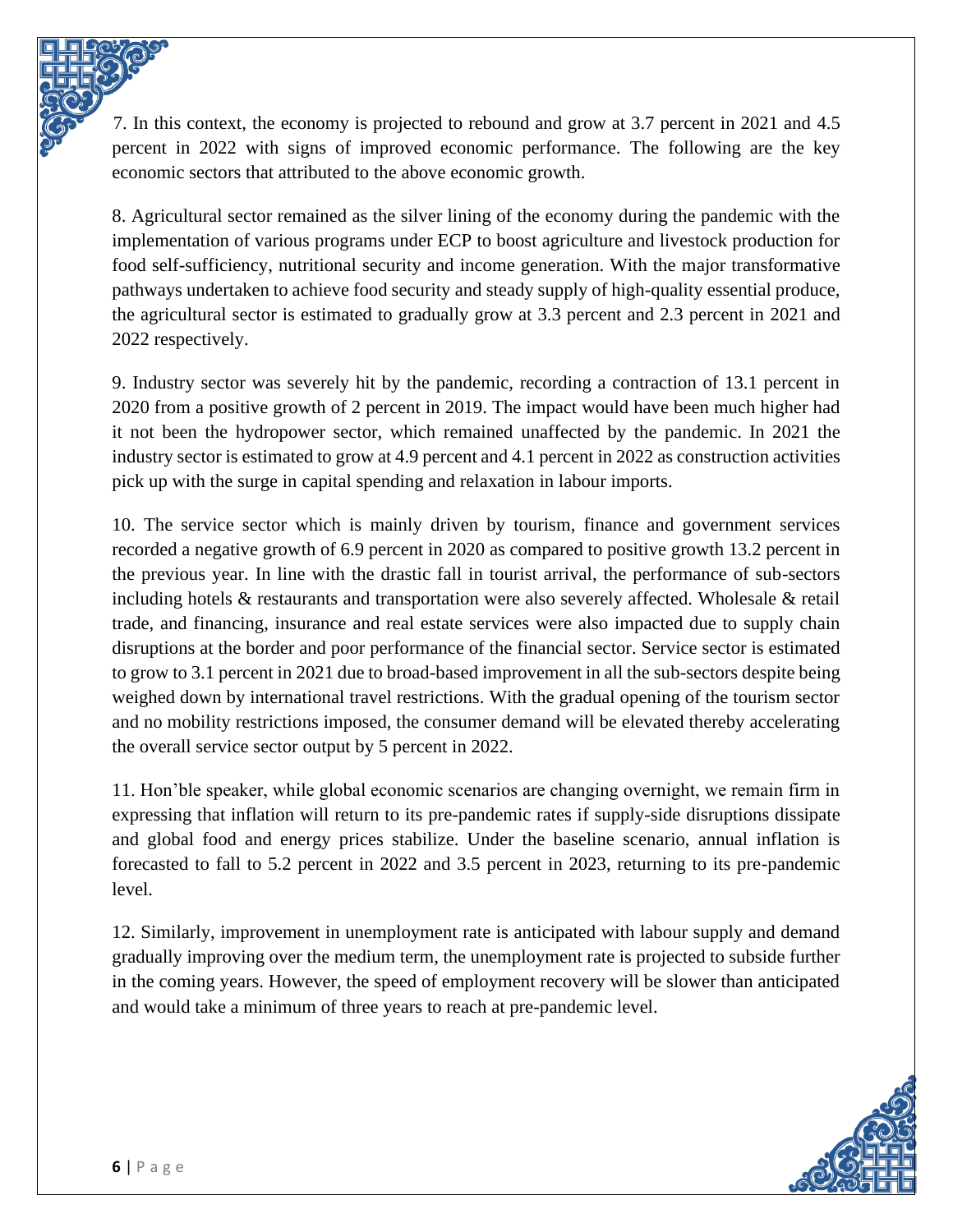7. In this context, the economy is projected to rebound and grow at 3.7 percent in 2021 and 4.5 percent in 2022 with signs of improved economic performance. The following are the key economic sectors that attributed to the above economic growth.

8. Agricultural sector remained as the silver lining of the economy during the pandemic with the implementation of various programs under ECP to boost agriculture and livestock production for food self-sufficiency, nutritional security and income generation. With the major transformative pathways undertaken to achieve food security and steady supply of high-quality essential produce, the agricultural sector is estimated to gradually grow at 3.3 percent and 2.3 percent in 2021 and 2022 respectively.

9. Industry sector was severely hit by the pandemic, recording a contraction of 13.1 percent in 2020 from a positive growth of 2 percent in 2019. The impact would have been much higher had it not been the hydropower sector, which remained unaffected by the pandemic. In 2021 the industry sector is estimated to grow at 4.9 percent and 4.1 percent in 2022 as construction activities pick up with the surge in capital spending and relaxation in labour imports.

10. The service sector which is mainly driven by tourism, finance and government services recorded a negative growth of 6.9 percent in 2020 as compared to positive growth 13.2 percent in the previous year. In line with the drastic fall in tourist arrival, the performance of sub-sectors including hotels & restaurants and transportation were also severely affected. Wholesale & retail trade, and financing, insurance and real estate services were also impacted due to supply chain disruptions at the border and poor performance of the financial sector. Service sector is estimated to grow to 3.1 percent in 2021 due to broad-based improvement in all the sub-sectors despite being weighed down by international travel restrictions. With the gradual opening of the tourism sector and no mobility restrictions imposed, the consumer demand will be elevated thereby accelerating the overall service sector output by 5 percent in 2022.

11. Hon'ble speaker, while global economic scenarios are changing overnight, we remain firm in expressing that inflation will return to its pre-pandemic rates if supply-side disruptions dissipate and global food and energy prices stabilize. Under the baseline scenario, annual inflation is forecasted to fall to 5.2 percent in 2022 and 3.5 percent in 2023, returning to its pre-pandemic level.

12. Similarly, improvement in unemployment rate is anticipated with labour supply and demand gradually improving over the medium term, the unemployment rate is projected to subside further in the coming years. However, the speed of employment recovery will be slower than anticipated and would take a minimum of three years to reach at pre-pandemic level.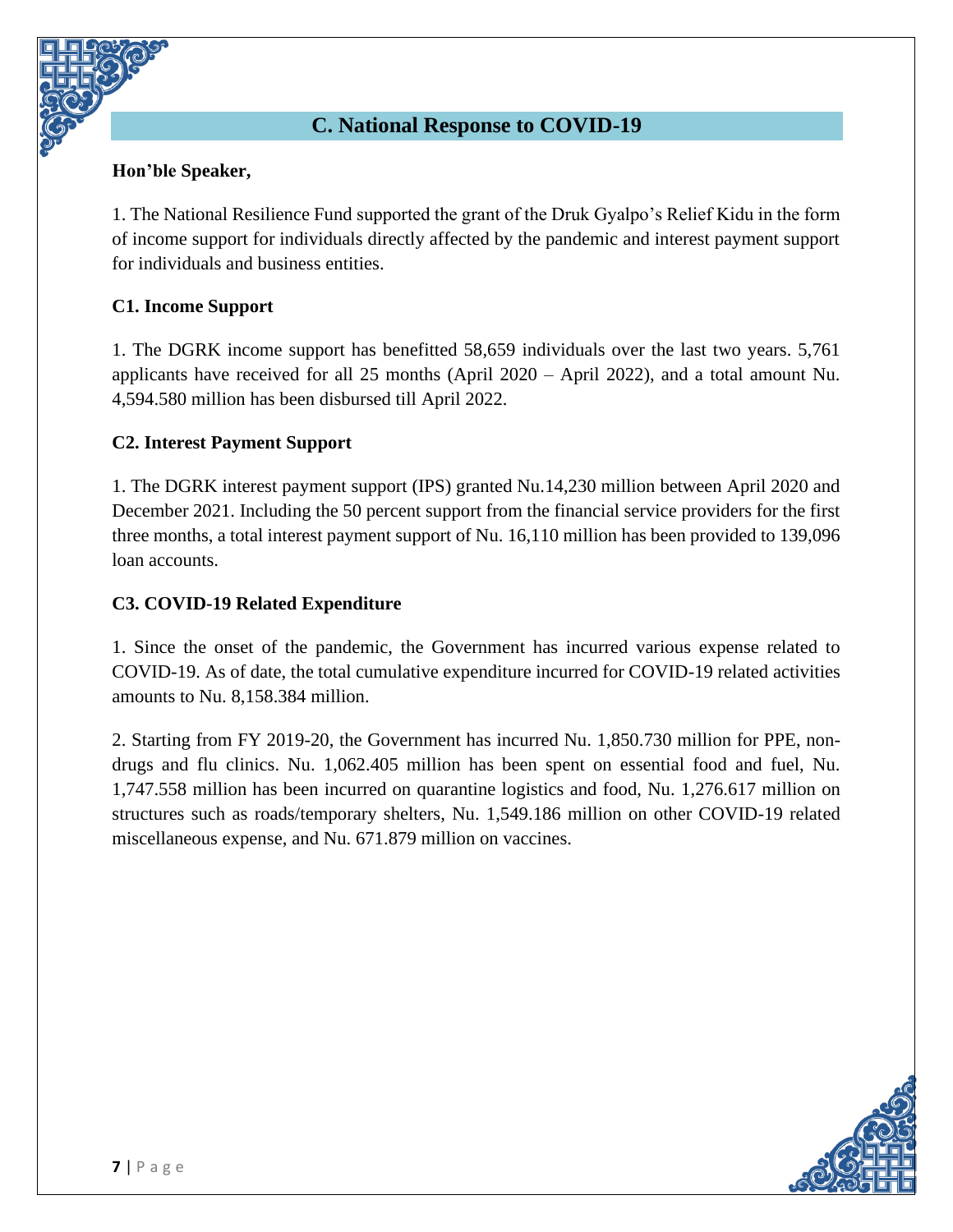## C. National Response to COVID-19

**Hon'ble Speaker,**

1. The National Resilience Fund supported the grant of the Druk Gyalpo's Relief Kidu in the form of income support for individuals directly affected by the pandemic and interest payment support for individuals and business entities.

### C1. Income Support

1. The DGRK income support has benefitted 58,659 individuals over the last two years. 5,761 applicants have received for all 25 months (April 2020 – April 2022), and a total amount Nu. 4,594.580 million has been disbursed till April 2022.

### C2. Interest Payment Support

1. The DGRK interest payment support (IPS) granted Nu.14,230 million between April 2020 and December 2021. Including the 50 percent support from the financial service providers for the first three months, a total interest payment support of Nu. 16,110 million has been provided to 139,096 loan accounts.

### C3. COVID-19 Related Expenditure

1. Since the onset of the pandemic, the Government has incurred various expense related to COVID-19. As of date, the total cumulative expenditure incurred for COVID-19 related activities amounts to Nu. 8,158.384 million.

2. Starting from FY 2019-20, the Government has incurred Nu. 1,850.730 million for PPE, non-drugs and flu clinics. Nu. 1,062.405 million has been spent on essential food and fuel, Nu. 1,747.558 million has been incurred on quarantine logistics and food, Nu. 1,276.617 million on structures such as roads/temporary shelters, Nu. 1,549.186 million on other COVID-19 related miscellaneous expense, and Nu. 671.879 million on vaccines.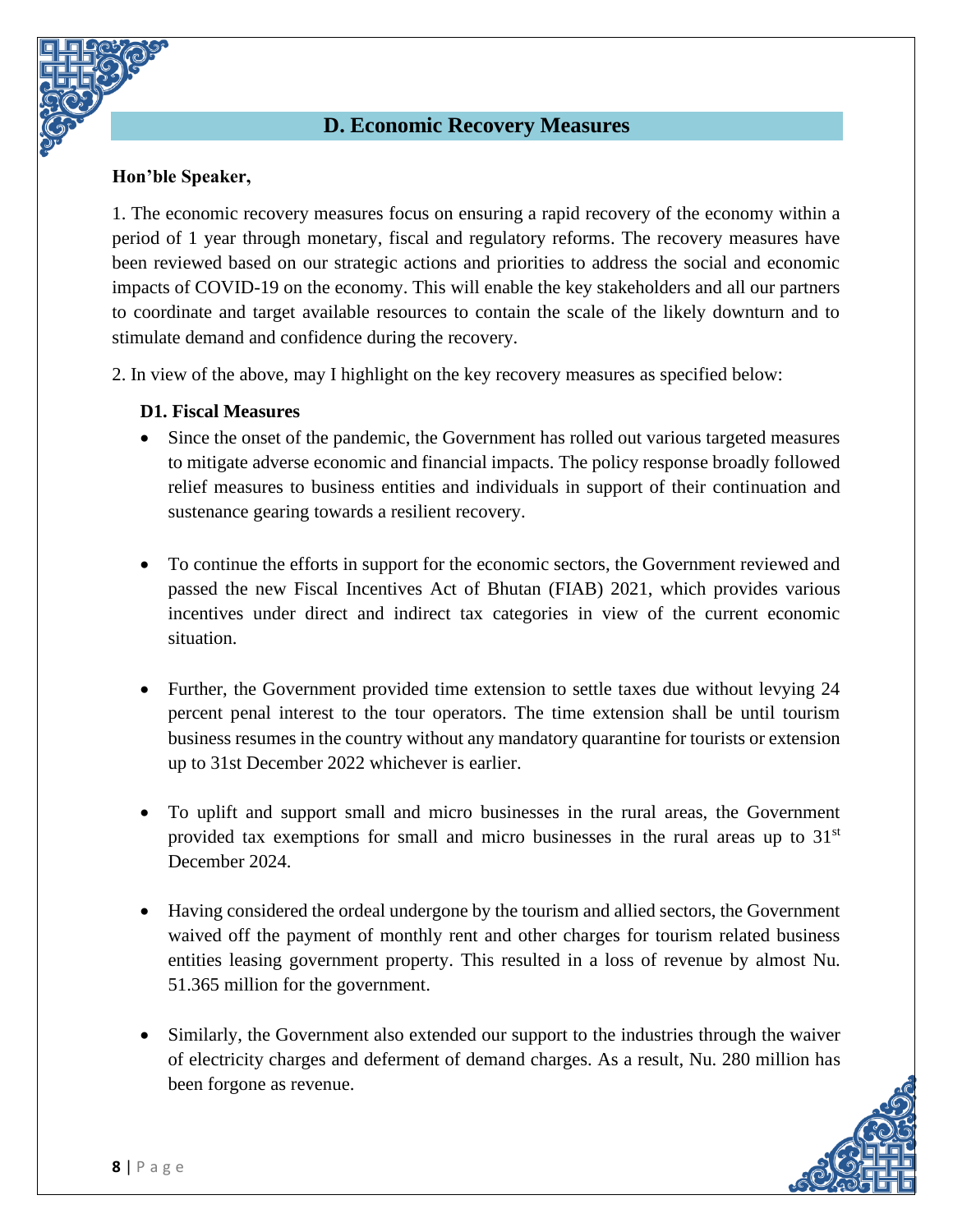## D. Economic Recovery Measures

**Hon'ble Speaker,**

1. The economic recovery measures focus on ensuring a rapid recovery of the economy within a period of 1 year through monetary, fiscal and regulatory reforms. The recovery measures have been reviewed based on our strategic actions and priorities to address the social and economic impacts of COVID-19 on the economy. This will enable the key stakeholders and all our partners to coordinate and target available resources to contain the scale of the likely downturn and to stimulate demand and confidence during the recovery.

2. In view of the above, may I highlight on the key recovery measures as specified below:

### D1. Fiscal Measures

- Since the onset of the pandemic, the Government has rolled out various targeted measures to mitigate adverse economic and financial impacts. The policy response broadly followed relief measures to business entities and individuals in support of their continuation and sustenance gearing towards a resilient recovery.

- To continue the efforts in support for the economic sectors, the Government reviewed and passed the new Fiscal Incentives Act of Bhutan (FIAB) 2021, which provides various incentives under direct and indirect tax categories in view of the current economic situation.

- Further, the Government provided time extension to settle taxes due without levying 24 percent penal interest to the tour operators. The time extension shall be until tourism business resumes in the country without any mandatory quarantine for tourists or extension up to 31st December 2022 whichever is earlier.

- To uplift and support small and micro businesses in the rural areas, the Government provided tax exemptions for small and micro businesses in the rural areas up to 31st December 2024.

- Having considered the ordeal undergone by the tourism and allied sectors, the Government waived off the payment of monthly rent and other charges for tourism related business entities leasing government property. This resulted in a loss of revenue by almost Nu. 51.365 million for the government.

- Similarly, the Government also extended our support to the industries through the waiver of electricity charges and deferment of demand charges. As a result, Nu. 280 million has been forgone as revenue.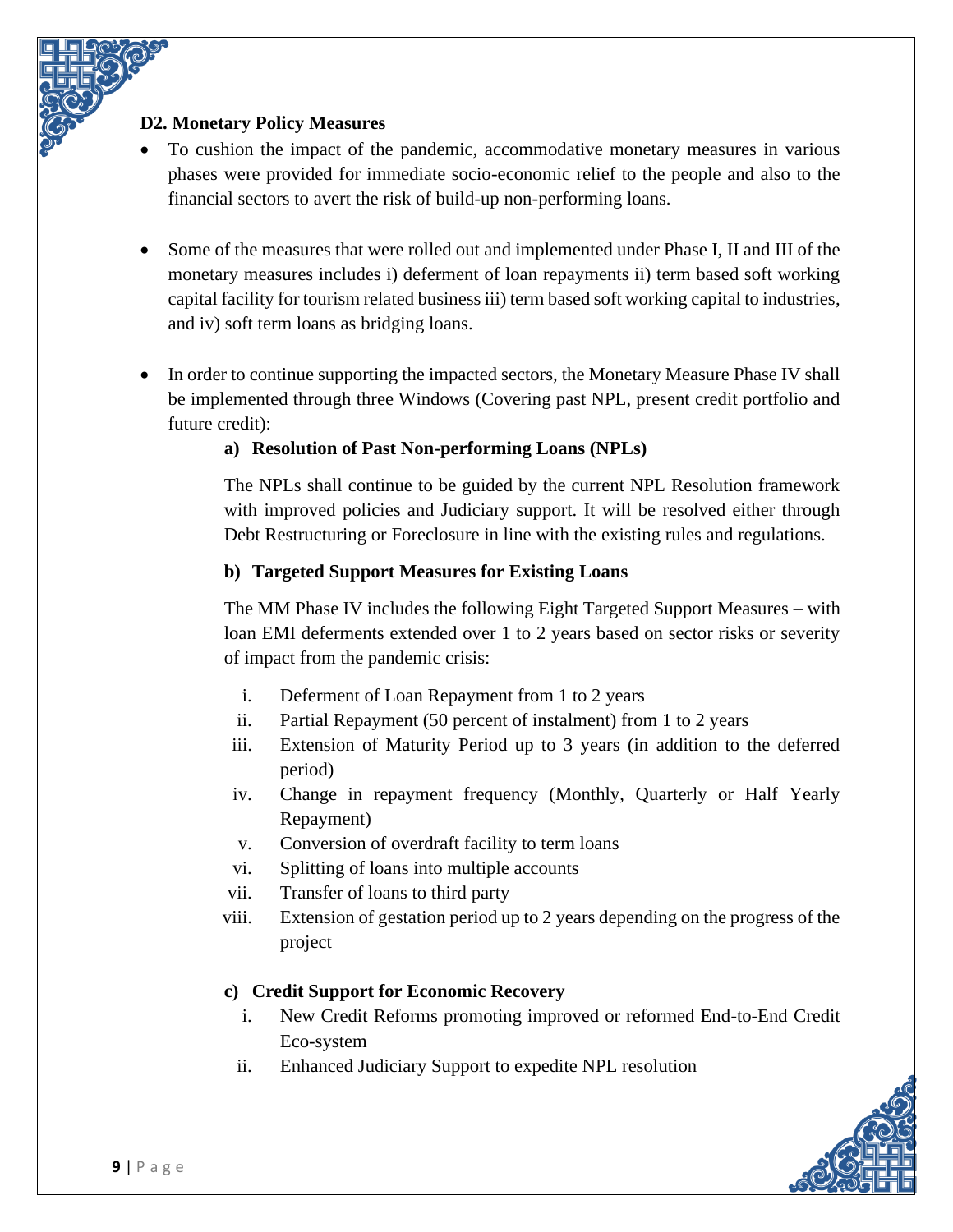### D2. Monetary Policy Measures

- To cushion the impact of the pandemic, accommodative monetary measures in various phases were provided for immediate socio-economic relief to the people and also to the financial sectors to avert the risk of build-up non-performing loans.

- Some of the measures that were rolled out and implemented under Phase I, II and III of the monetary measures includes i) deferment of loan repayments ii) term based soft working capital facility for tourism related business iii) term based soft working capital to industries, and iv) soft term loans as bridging loans.

- In order to continue supporting the impacted sectors, the Monetary Measure Phase IV shall be implemented through three Windows (Covering past NPL, present credit portfolio and future credit):

  **a) Resolution of Past Non-performing Loans (NPLs)**

  The NPLs shall continue to be guided by the current NPL Resolution framework with improved policies and Judiciary support. It will be resolved either through Debt Restructuring or Foreclosure in line with the existing rules and regulations.

  **b) Targeted Support Measures for Existing Loans**

  The MM Phase IV includes the following Eight Targeted Support Measures – with loan EMI deferments extended over 1 to 2 years based on sector risks or severity of impact from the pandemic crisis:

  i. Deferment of Loan Repayment from 1 to 2 years
  ii. Partial Repayment (50 percent of instalment) from 1 to 2 years
  iii. Extension of Maturity Period up to 3 years (in addition to the deferred period)
  iv. Change in repayment frequency (Monthly, Quarterly or Half Yearly Repayment)
  v. Conversion of overdraft facility to term loans
  vi. Splitting of loans into multiple accounts
  vii. Transfer of loans to third party
  viii. Extension of gestation period up to 2 years depending on the progress of the project

  **c) Credit Support for Economic Recovery**

  i. New Credit Reforms promoting improved or reformed End-to-End Credit Eco-system
  ii. Enhanced Judiciary Support to expedite NPL resolution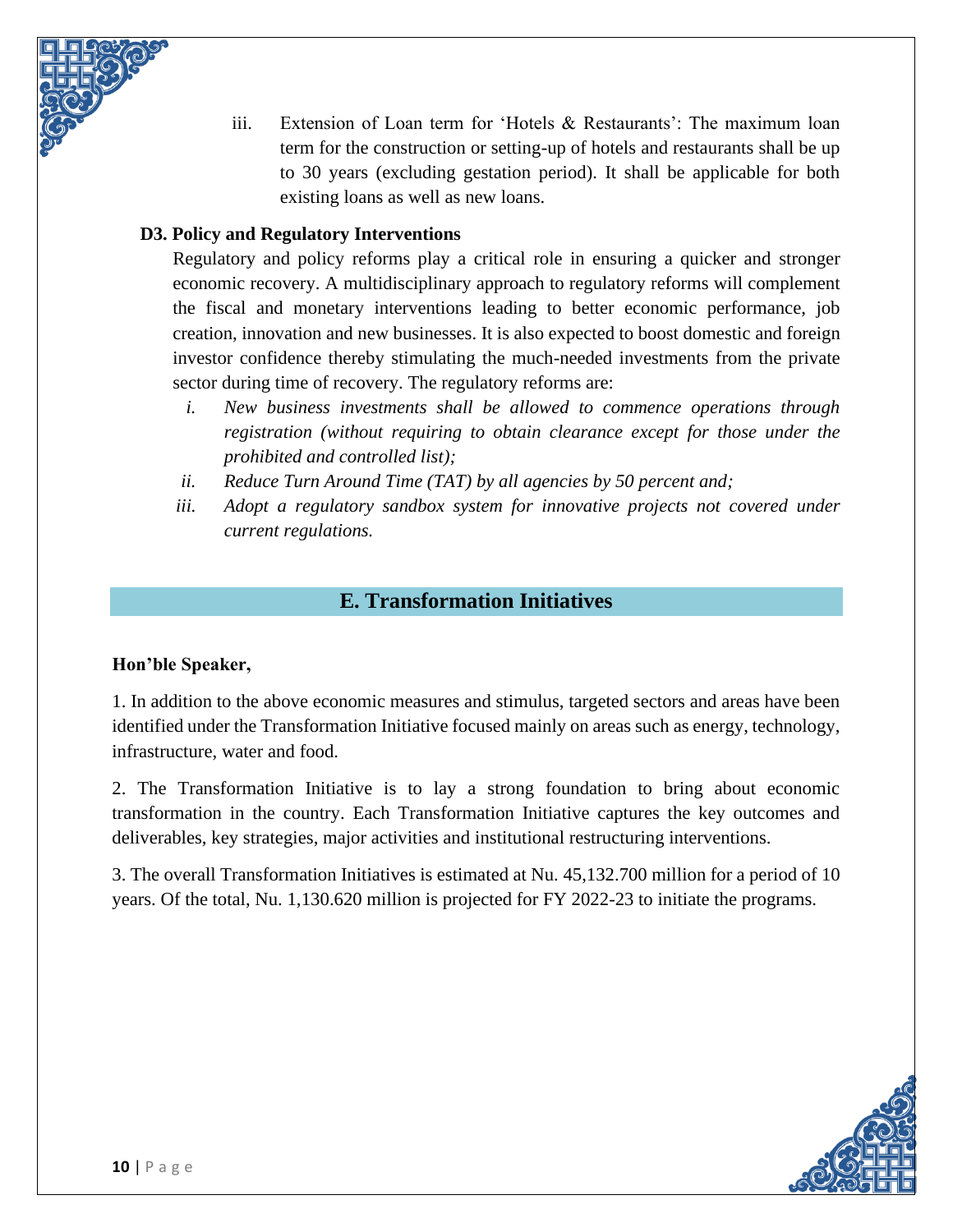iii. Extension of Loan term for 'Hotels & Restaurants': The maximum loan term for the construction or setting-up of hotels and restaurants shall be up to 30 years (excluding gestation period). It shall be applicable for both existing loans as well as new loans.

### D3. Policy and Regulatory Interventions

Regulatory and policy reforms play a critical role in ensuring a quicker and stronger economic recovery. A multidisciplinary approach to regulatory reforms will complement the fiscal and monetary interventions leading to better economic performance, job creation, innovation and new businesses. It is also expected to boost domestic and foreign investor confidence thereby stimulating the much-needed investments from the private sector during time of recovery. The regulatory reforms are:

i. *New business investments shall be allowed to commence operations through registration (without requiring to obtain clearance except for those under the prohibited and controlled list);*

ii. *Reduce Turn Around Time (TAT) by all agencies by 50 percent and;*

iii. *Adopt a regulatory sandbox system for innovative projects not covered under current regulations.*

## E. Transformation Initiatives

**Hon'ble Speaker,**

1. In addition to the above economic measures and stimulus, targeted sectors and areas have been identified under the Transformation Initiative focused mainly on areas such as energy, technology, infrastructure, water and food.

2. The Transformation Initiative is to lay a strong foundation to bring about economic transformation in the country. Each Transformation Initiative captures the key outcomes and deliverables, key strategies, major activities and institutional restructuring interventions.

3. The overall Transformation Initiatives is estimated at Nu. 45,132.700 million for a period of 10 years. Of the total, Nu. 1,130.620 million is projected for FY 2022-23 to initiate the programs.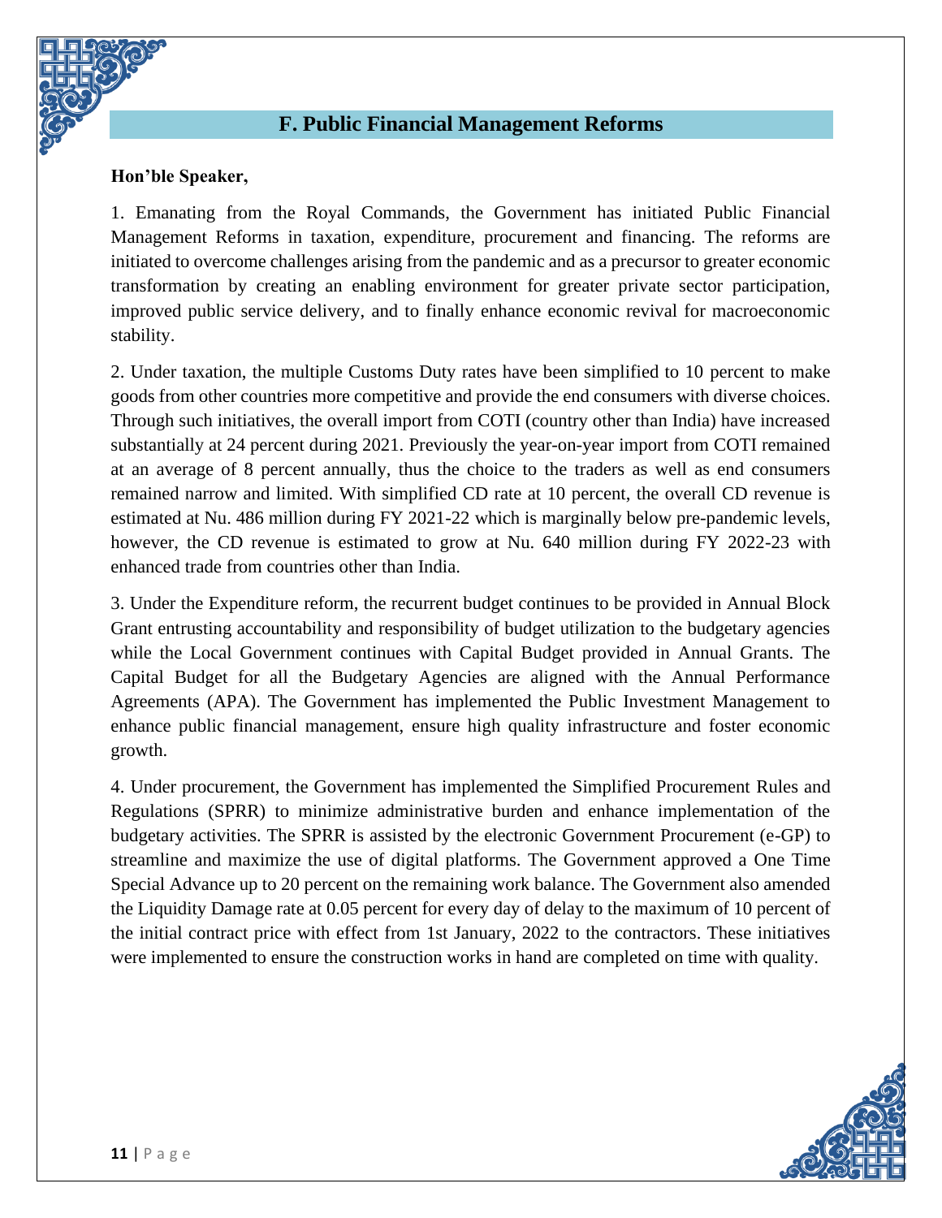## F. Public Financial Management Reforms

**Hon'ble Speaker,**

1. Emanating from the Royal Commands, the Government has initiated Public Financial Management Reforms in taxation, expenditure, procurement and financing. The reforms are initiated to overcome challenges arising from the pandemic and as a precursor to greater economic transformation by creating an enabling environment for greater private sector participation, improved public service delivery, and to finally enhance economic revival for macroeconomic stability.

2. Under taxation, the multiple Customs Duty rates have been simplified to 10 percent to make goods from other countries more competitive and provide the end consumers with diverse choices. Through such initiatives, the overall import from COTI (country other than India) have increased substantially at 24 percent during 2021. Previously the year-on-year import from COTI remained at an average of 8 percent annually, thus the choice to the traders as well as end consumers remained narrow and limited. With simplified CD rate at 10 percent, the overall CD revenue is estimated at Nu. 486 million during FY 2021-22 which is marginally below pre-pandemic levels, however, the CD revenue is estimated to grow at Nu. 640 million during FY 2022-23 with enhanced trade from countries other than India.

3. Under the Expenditure reform, the recurrent budget continues to be provided in Annual Block Grant entrusting accountability and responsibility of budget utilization to the budgetary agencies while the Local Government continues with Capital Budget provided in Annual Grants. The Capital Budget for all the Budgetary Agencies are aligned with the Annual Performance Agreements (APA). The Government has implemented the Public Investment Management to enhance public financial management, ensure high quality infrastructure and foster economic growth.

4. Under procurement, the Government has implemented the Simplified Procurement Rules and Regulations (SPRR) to minimize administrative burden and enhance implementation of the budgetary activities. The SPRR is assisted by the electronic Government Procurement (e-GP) to streamline and maximize the use of digital platforms. The Government approved a One Time Special Advance up to 20 percent on the remaining work balance. The Government also amended the Liquidity Damage rate at 0.05 percent for every day of delay to the maximum of 10 percent of the initial contract price with effect from 1st January, 2022 to the contractors. These initiatives were implemented to ensure the construction works in hand are completed on time with quality.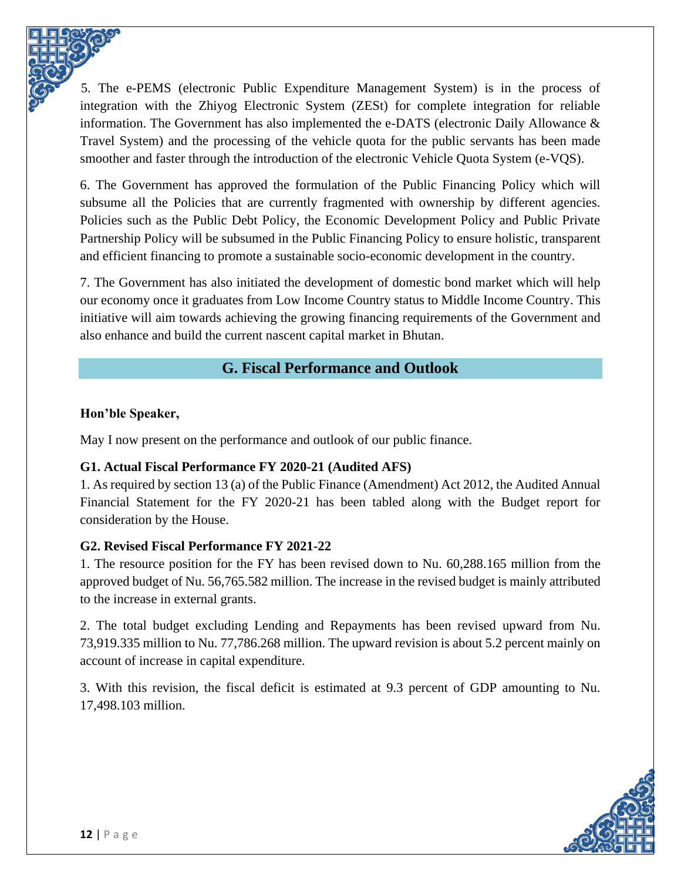5. The e-PEMS (electronic Public Expenditure Management System) is in the process of integration with the Zhiyog Electronic System (ZESt) for complete integration for reliable information. The Government has also implemented the e-DATS (electronic Daily Allowance & Travel System) and the processing of the vehicle quota for the public servants has been made smoother and faster through the introduction of the electronic Vehicle Quota System (e-VQS).

6. The Government has approved the formulation of the Public Financing Policy which will subsume all the Policies that are currently fragmented with ownership by different agencies. Policies such as the Public Debt Policy, the Economic Development Policy and Public Private Partnership Policy will be subsumed in the Public Financing Policy to ensure holistic, transparent and efficient financing to promote a sustainable socio-economic development in the country.

7. The Government has also initiated the development of domestic bond market which will help our economy once it graduates from Low Income Country status to Middle Income Country. This initiative will aim towards achieving the growing financing requirements of the Government and also enhance and build the current nascent capital market in Bhutan.

## G. Fiscal Performance and Outlook

**Hon'ble Speaker,**

May I now present on the performance and outlook of our public finance.

### G1. Actual Fiscal Performance FY 2020-21 (Audited AFS)

1. As required by section 13 (a) of the Public Finance (Amendment) Act 2012, the Audited Annual Financial Statement for the FY 2020-21 has been tabled along with the Budget report for consideration by the House.

### G2. Revised Fiscal Performance FY 2021-22

1. The resource position for the FY has been revised down to Nu. 60,288.165 million from the approved budget of Nu. 56,765.582 million. The increase in the revised budget is mainly attributed to the increase in external grants.

2. The total budget excluding Lending and Repayments has been revised upward from Nu. 73,919.335 million to Nu. 77,786.268 million. The upward revision is about 5.2 percent mainly on account of increase in capital expenditure.

3. With this revision, the fiscal deficit is estimated at 9.3 percent of GDP amounting to Nu. 17,498.103 million.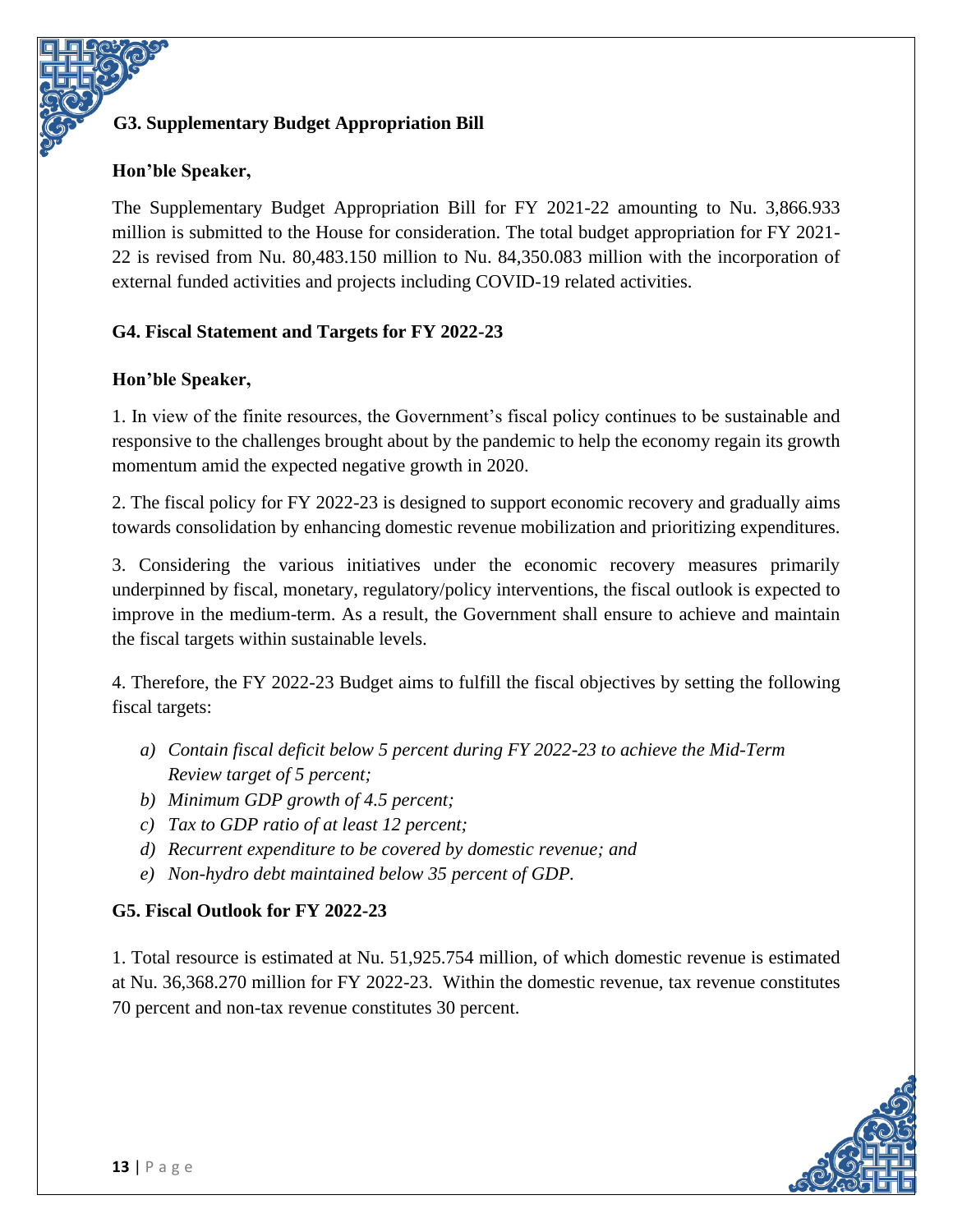### G3. Supplementary Budget Appropriation Bill

**Hon'ble Speaker,**

The Supplementary Budget Appropriation Bill for FY 2021-22 amounting to Nu. 3,866.933 million is submitted to the House for consideration. The total budget appropriation for FY 2021-22 is revised from Nu. 80,483.150 million to Nu. 84,350.083 million with the incorporation of external funded activities and projects including COVID-19 related activities.

### G4. Fiscal Statement and Targets for FY 2022-23

**Hon'ble Speaker,**

1. In view of the finite resources, the Government's fiscal policy continues to be sustainable and responsive to the challenges brought about by the pandemic to help the economy regain its growth momentum amid the expected negative growth in 2020.

2. The fiscal policy for FY 2022-23 is designed to support economic recovery and gradually aims towards consolidation by enhancing domestic revenue mobilization and prioritizing expenditures.

3. Considering the various initiatives under the economic recovery measures primarily underpinned by fiscal, monetary, regulatory/policy interventions, the fiscal outlook is expected to improve in the medium-term. As a result, the Government shall ensure to achieve and maintain the fiscal targets within sustainable levels.

4. Therefore, the FY 2022-23 Budget aims to fulfill the fiscal objectives by setting the following fiscal targets:

   a) *Contain fiscal deficit below 5 percent during FY 2022-23 to achieve the Mid-Term Review target of 5 percent;*
   b) *Minimum GDP growth of 4.5 percent;*
   c) *Tax to GDP ratio of at least 12 percent;*
   d) *Recurrent expenditure to be covered by domestic revenue; and*
   e) *Non-hydro debt maintained below 35 percent of GDP.*

### G5. Fiscal Outlook for FY 2022-23

1. Total resource is estimated at Nu. 51,925.754 million, of which domestic revenue is estimated at Nu. 36,368.270 million for FY 2022-23. Within the domestic revenue, tax revenue constitutes 70 percent and non-tax revenue constitutes 30 percent.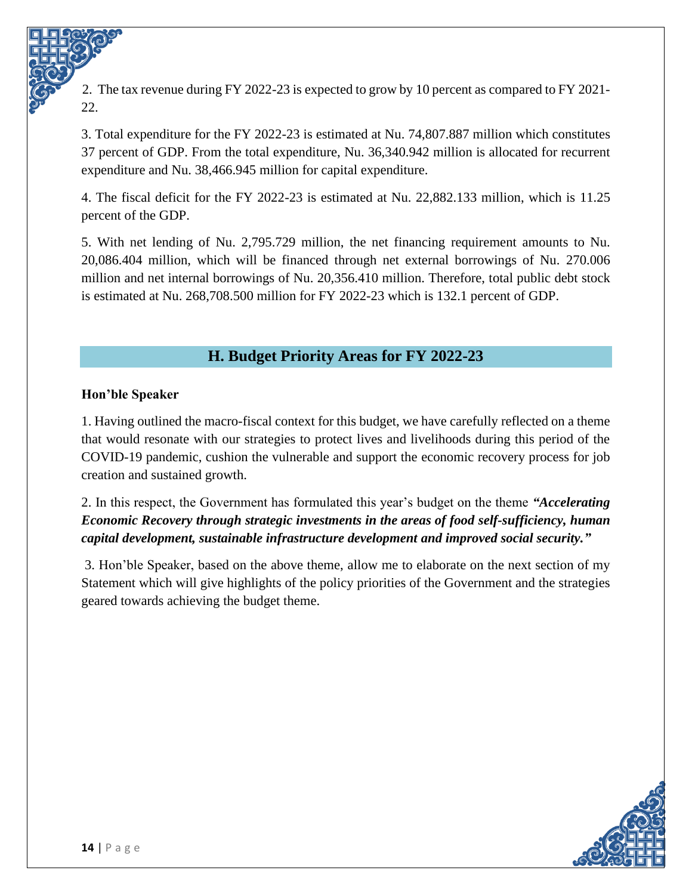2. The tax revenue during FY 2022-23 is expected to grow by 10 percent as compared to FY 2021-22.

3. Total expenditure for the FY 2022-23 is estimated at Nu. 74,807.887 million which constitutes 37 percent of GDP. From the total expenditure, Nu. 36,340.942 million is allocated for recurrent expenditure and Nu. 38,466.945 million for capital expenditure.

4. The fiscal deficit for the FY 2022-23 is estimated at Nu. 22,882.133 million, which is 11.25 percent of the GDP.

5. With net lending of Nu. 2,795.729 million, the net financing requirement amounts to Nu. 20,086.404 million, which will be financed through net external borrowings of Nu. 270.006 million and net internal borrowings of Nu. 20,356.410 million. Therefore, total public debt stock is estimated at Nu. 268,708.500 million for FY 2022-23 which is 132.1 percent of GDP.

## H. Budget Priority Areas for FY 2022-23

**Hon'ble Speaker**

1. Having outlined the macro-fiscal context for this budget, we have carefully reflected on a theme that would resonate with our strategies to protect lives and livelihoods during this period of the COVID-19 pandemic, cushion the vulnerable and support the economic recovery process for job creation and sustained growth.

2. In this respect, the Government has formulated this year's budget on the theme ***"Accelerating Economic Recovery through strategic investments in the areas of food self-sufficiency, human capital development, sustainable infrastructure development and improved social security."***

3. Hon'ble Speaker, based on the above theme, allow me to elaborate on the next section of my Statement which will give highlights of the policy priorities of the Government and the strategies geared towards achieving the budget theme.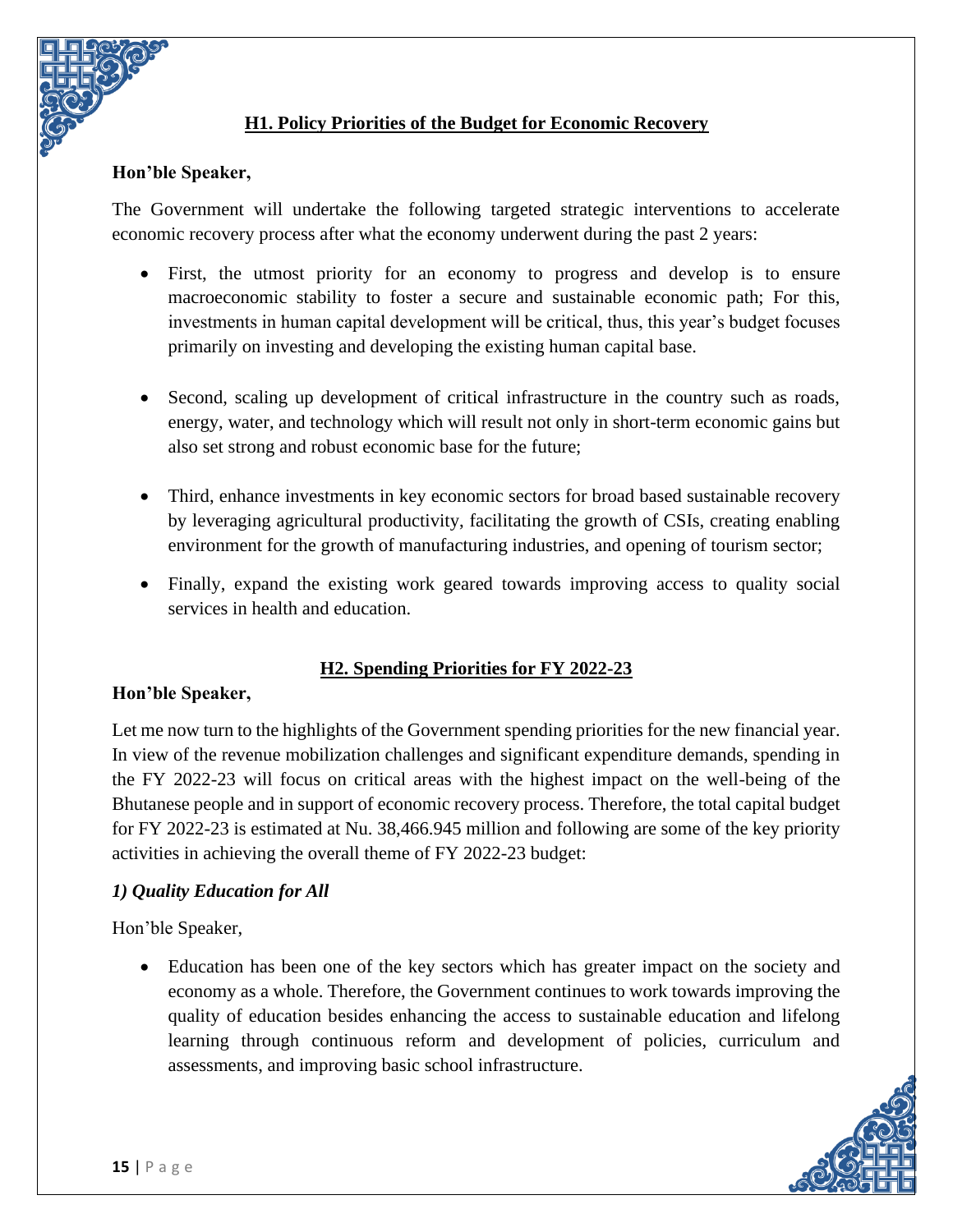## H1. Policy Priorities of the Budget for Economic Recovery

**Hon'ble Speaker,**

The Government will undertake the following targeted strategic interventions to accelerate economic recovery process after what the economy underwent during the past 2 years:

- First, the utmost priority for an economy to progress and develop is to ensure macroeconomic stability to foster a secure and sustainable economic path; For this, investments in human capital development will be critical, thus, this year's budget focuses primarily on investing and developing the existing human capital base.

- Second, scaling up development of critical infrastructure in the country such as roads, energy, water, and technology which will result not only in short-term economic gains but also set strong and robust economic base for the future;

- Third, enhance investments in key economic sectors for broad based sustainable recovery by leveraging agricultural productivity, facilitating the growth of CSIs, creating enabling environment for the growth of manufacturing industries, and opening of tourism sector;

- Finally, expand the existing work geared towards improving access to quality social services in health and education.

## H2. Spending Priorities for FY 2022-23

**Hon'ble Speaker,**

Let me now turn to the highlights of the Government spending priorities for the new financial year. In view of the revenue mobilization challenges and significant expenditure demands, spending in the FY 2022-23 will focus on critical areas with the highest impact on the well-being of the Bhutanese people and in support of economic recovery process. Therefore, the total capital budget for FY 2022-23 is estimated at Nu. 38,466.945 million and following are some of the key priority activities in achieving the overall theme of FY 2022-23 budget:

### *1) Quality Education for All*

Hon'ble Speaker,

- Education has been one of the key sectors which has greater impact on the society and economy as a whole. Therefore, the Government continues to work towards improving the quality of education besides enhancing the access to sustainable education and lifelong learning through continuous reform and development of policies, curriculum and assessments, and improving basic school infrastructure.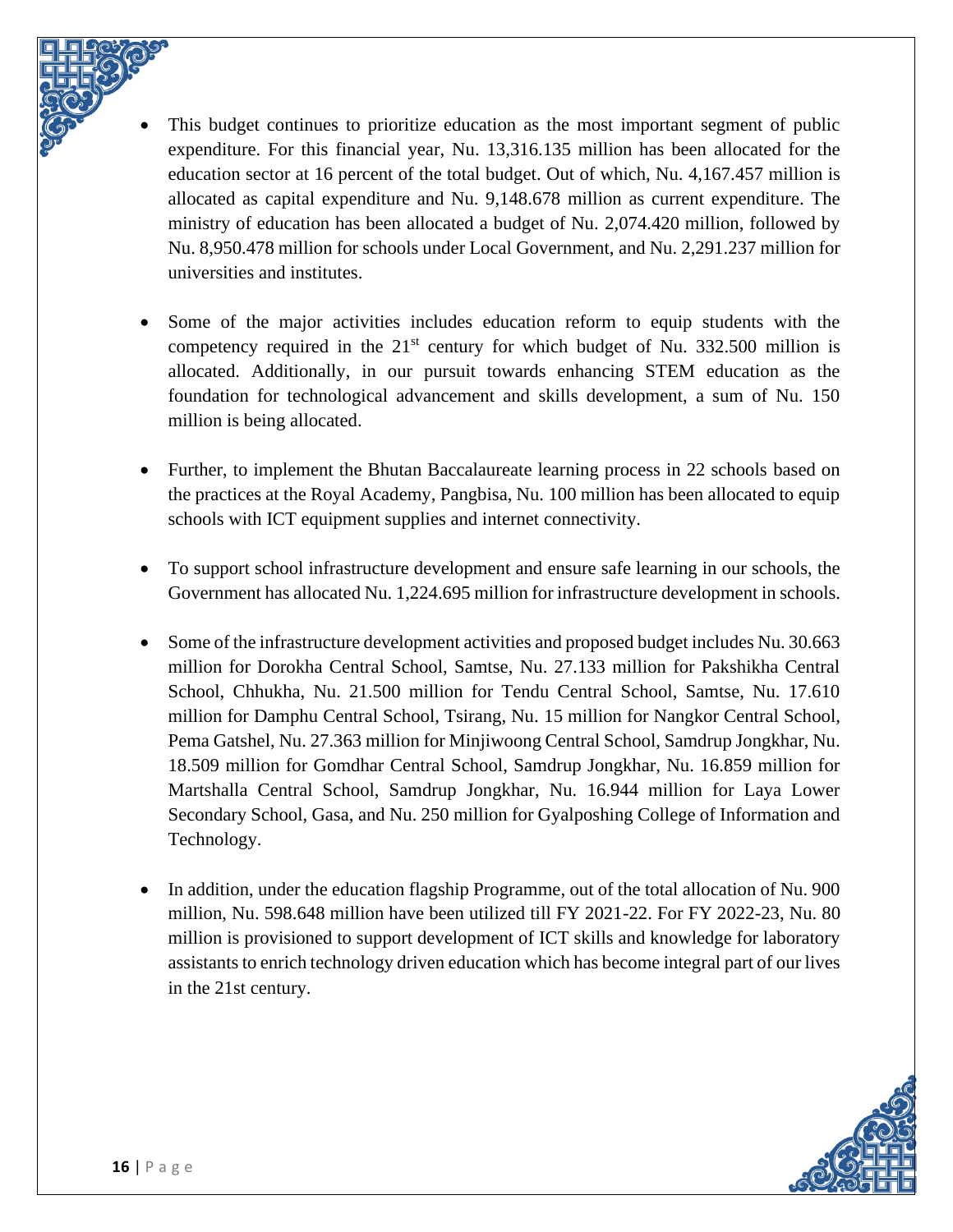- This budget continues to prioritize education as the most important segment of public expenditure. For this financial year, Nu. 13,316.135 million has been allocated for the education sector at 16 percent of the total budget. Out of which, Nu. 4,167.457 million is allocated as capital expenditure and Nu. 9,148.678 million as current expenditure. The ministry of education has been allocated a budget of Nu. 2,074.420 million, followed by Nu. 8,950.478 million for schools under Local Government, and Nu. 2,291.237 million for universities and institutes.

- Some of the major activities includes education reform to equip students with the competency required in the 21st century for which budget of Nu. 332.500 million is allocated. Additionally, in our pursuit towards enhancing STEM education as the foundation for technological advancement and skills development, a sum of Nu. 150 million is being allocated.

- Further, to implement the Bhutan Baccalaureate learning process in 22 schools based on the practices at the Royal Academy, Pangbisa, Nu. 100 million has been allocated to equip schools with ICT equipment supplies and internet connectivity.

- To support school infrastructure development and ensure safe learning in our schools, the Government has allocated Nu. 1,224.695 million for infrastructure development in schools.

- Some of the infrastructure development activities and proposed budget includes Nu. 30.663 million for Dorokha Central School, Samtse, Nu. 27.133 million for Pakshikha Central School, Chhukha, Nu. 21.500 million for Tendu Central School, Samtse, Nu. 17.610 million for Damphu Central School, Tsirang, Nu. 15 million for Nangkor Central School, Pema Gatshel, Nu. 27.363 million for Minjiwoong Central School, Samdrup Jongkhar, Nu. 18.509 million for Gomdhar Central School, Samdrup Jongkhar, Nu. 16.859 million for Martshalla Central School, Samdrup Jongkhar, Nu. 16.944 million for Laya Lower Secondary School, Gasa, and Nu. 250 million for Gyalposhing College of Information and Technology.

- In addition, under the education flagship Programme, out of the total allocation of Nu. 900 million, Nu. 598.648 million have been utilized till FY 2021-22. For FY 2022-23, Nu. 80 million is provisioned to support development of ICT skills and knowledge for laboratory assistants to enrich technology driven education which has become integral part of our lives in the 21st century.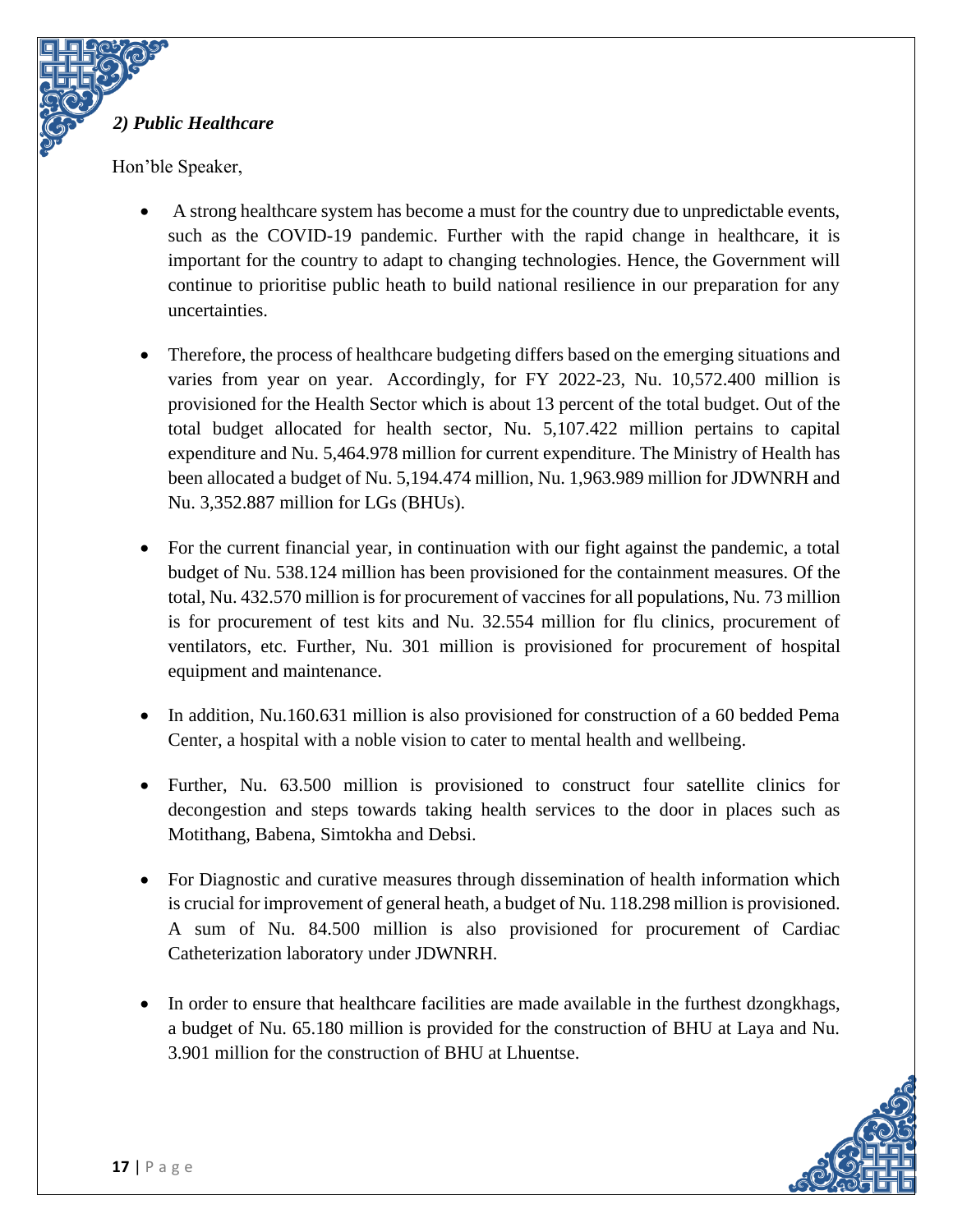### *2) Public Healthcare*

Hon'ble Speaker,

- A strong healthcare system has become a must for the country due to unpredictable events, such as the COVID-19 pandemic. Further with the rapid change in healthcare, it is important for the country to adapt to changing technologies. Hence, the Government will continue to prioritise public heath to build national resilience in our preparation for any uncertainties.

- Therefore, the process of healthcare budgeting differs based on the emerging situations and varies from year on year. Accordingly, for FY 2022-23, Nu. 10,572.400 million is provisioned for the Health Sector which is about 13 percent of the total budget. Out of the total budget allocated for health sector, Nu. 5,107.422 million pertains to capital expenditure and Nu. 5,464.978 million for current expenditure. The Ministry of Health has been allocated a budget of Nu. 5,194.474 million, Nu. 1,963.989 million for JDWNRH and Nu. 3,352.887 million for LGs (BHUs).

- For the current financial year, in continuation with our fight against the pandemic, a total budget of Nu. 538.124 million has been provisioned for the containment measures. Of the total, Nu. 432.570 million is for procurement of vaccines for all populations, Nu. 73 million is for procurement of test kits and Nu. 32.554 million for flu clinics, procurement of ventilators, etc. Further, Nu. 301 million is provisioned for procurement of hospital equipment and maintenance.

- In addition, Nu.160.631 million is also provisioned for construction of a 60 bedded Pema Center, a hospital with a noble vision to cater to mental health and wellbeing.

- Further, Nu. 63.500 million is provisioned to construct four satellite clinics for decongestion and steps towards taking health services to the door in places such as Motithang, Babena, Simtokha and Debsi.

- For Diagnostic and curative measures through dissemination of health information which is crucial for improvement of general heath, a budget of Nu. 118.298 million is provisioned. A sum of Nu. 84.500 million is also provisioned for procurement of Cardiac Catheterization laboratory under JDWNRH.

- In order to ensure that healthcare facilities are made available in the furthest dzongkhags, a budget of Nu. 65.180 million is provided for the construction of BHU at Laya and Nu. 3.901 million for the construction of BHU at Lhuentse.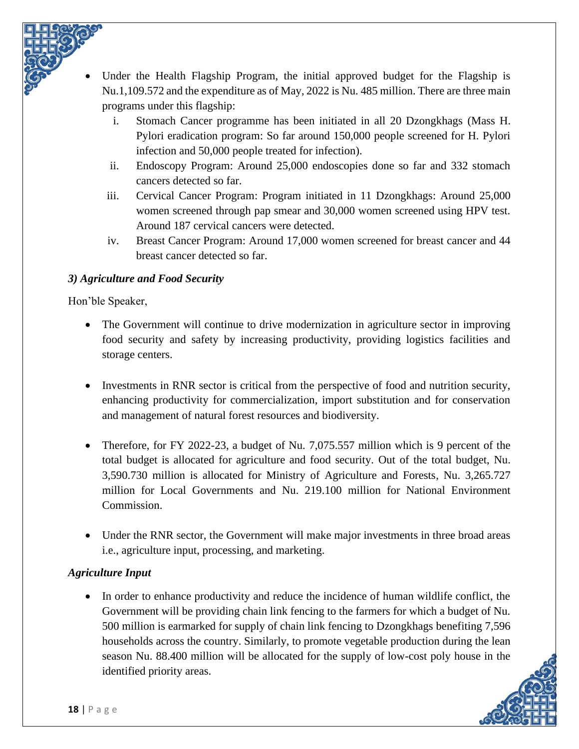- Under the Health Flagship Program, the initial approved budget for the Flagship is Nu.1,109.572 and the expenditure as of May, 2022 is Nu. 485 million. There are three main programs under this flagship:
    i. Stomach Cancer programme has been initiated in all 20 Dzongkhags (Mass H. Pylori eradication program: So far around 150,000 people screened for H. Pylori infection and 50,000 people treated for infection).
    ii. Endoscopy Program: Around 25,000 endoscopies done so far and 332 stomach cancers detected so far.
    iii. Cervical Cancer Program: Program initiated in 11 Dzongkhags: Around 25,000 women screened through pap smear and 30,000 women screened using HPV test. Around 187 cervical cancers were detected.
    iv. Breast Cancer Program: Around 17,000 women screened for breast cancer and 44 breast cancer detected so far.

### *3) Agriculture and Food Security*

Hon'ble Speaker,

- The Government will continue to drive modernization in agriculture sector in improving food security and safety by increasing productivity, providing logistics facilities and storage centers.

- Investments in RNR sector is critical from the perspective of food and nutrition security, enhancing productivity for commercialization, import substitution and for conservation and management of natural forest resources and biodiversity.

- Therefore, for FY 2022-23, a budget of Nu. 7,075.557 million which is 9 percent of the total budget is allocated for agriculture and food security. Out of the total budget, Nu. 3,590.730 million is allocated for Ministry of Agriculture and Forests, Nu. 3,265.727 million for Local Governments and Nu. 219.100 million for National Environment Commission.

- Under the RNR sector, the Government will make major investments in three broad areas i.e., agriculture input, processing, and marketing.

#### *Agriculture Input*

- In order to enhance productivity and reduce the incidence of human wildlife conflict, the Government will be providing chain link fencing to the farmers for which a budget of Nu. 500 million is earmarked for supply of chain link fencing to Dzongkhags benefiting 7,596 households across the country. Similarly, to promote vegetable production during the lean season Nu. 88.400 million will be allocated for the supply of low-cost poly house in the identified priority areas.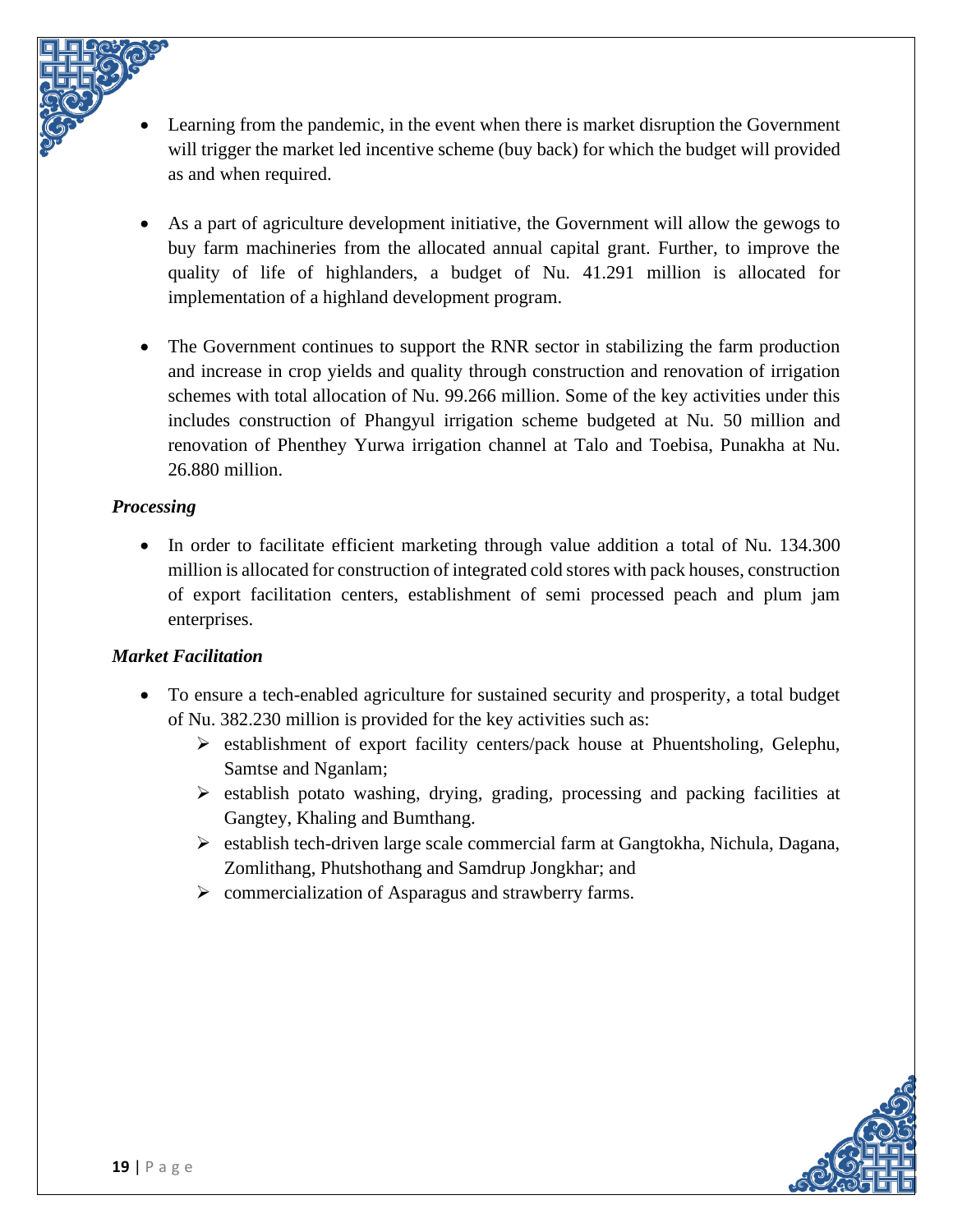- Learning from the pandemic, in the event when there is market disruption the Government will trigger the market led incentive scheme (buy back) for which the budget will provided as and when required.

- As a part of agriculture development initiative, the Government will allow the gewogs to buy farm machineries from the allocated annual capital grant. Further, to improve the quality of life of highlanders, a budget of Nu. 41.291 million is allocated for implementation of a highland development program.

- The Government continues to support the RNR sector in stabilizing the farm production and increase in crop yields and quality through construction and renovation of irrigation schemes with total allocation of Nu. 99.266 million. Some of the key activities under this includes construction of Phangyul irrigation scheme budgeted at Nu. 50 million and renovation of Phenthey Yurwa irrigation channel at Talo and Toebisa, Punakha at Nu. 26.880 million.

***Processing***

- In order to facilitate efficient marketing through value addition a total of Nu. 134.300 million is allocated for construction of integrated cold stores with pack houses, construction of export facilitation centers, establishment of semi processed peach and plum jam enterprises.

***Market Facilitation***

- To ensure a tech-enabled agriculture for sustained security and prosperity, a total budget of Nu. 382.230 million is provided for the key activities such as:
  - establishment of export facility centers/pack house at Phuentsholing, Gelephu, Samtse and Nganlam;
  - establish potato washing, drying, grading, processing and packing facilities at Gangtey, Khaling and Bumthang.
  - establish tech-driven large scale commercial farm at Gangtokha, Nichula, Dagana, Zomlithang, Phutshothang and Samdrup Jongkhar; and
  - commercialization of Asparagus and strawberry farms.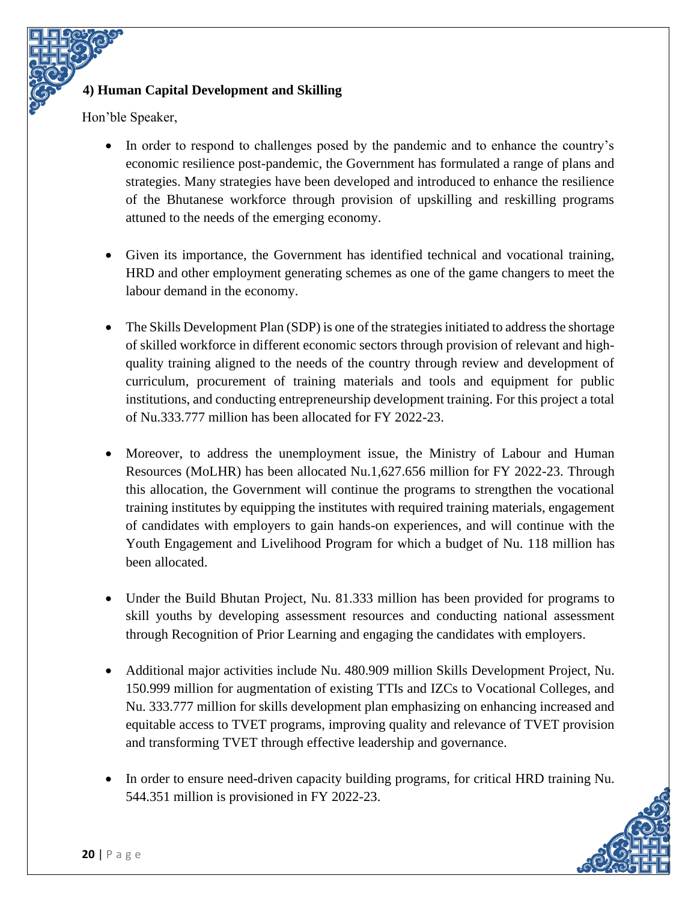#### 4) Human Capital Development and Skilling

Hon'ble Speaker,

- In order to respond to challenges posed by the pandemic and to enhance the country's economic resilience post-pandemic, the Government has formulated a range of plans and strategies. Many strategies have been developed and introduced to enhance the resilience of the Bhutanese workforce through provision of upskilling and reskilling programs attuned to the needs of the emerging economy.

- Given its importance, the Government has identified technical and vocational training, HRD and other employment generating schemes as one of the game changers to meet the labour demand in the economy.

- The Skills Development Plan (SDP) is one of the strategies initiated to address the shortage of skilled workforce in different economic sectors through provision of relevant and high-quality training aligned to the needs of the country through review and development of curriculum, procurement of training materials and tools and equipment for public institutions, and conducting entrepreneurship development training. For this project a total of Nu.333.777 million has been allocated for FY 2022-23.

- Moreover, to address the unemployment issue, the Ministry of Labour and Human Resources (MoLHR) has been allocated Nu.1,627.656 million for FY 2022-23. Through this allocation, the Government will continue the programs to strengthen the vocational training institutes by equipping the institutes with required training materials, engagement of candidates with employers to gain hands-on experiences, and will continue with the Youth Engagement and Livelihood Program for which a budget of Nu. 118 million has been allocated.

- Under the Build Bhutan Project, Nu. 81.333 million has been provided for programs to skill youths by developing assessment resources and conducting national assessment through Recognition of Prior Learning and engaging the candidates with employers.

- Additional major activities include Nu. 480.909 million Skills Development Project, Nu. 150.999 million for augmentation of existing TTIs and IZCs to Vocational Colleges, and Nu. 333.777 million for skills development plan emphasizing on enhancing increased and equitable access to TVET programs, improving quality and relevance of TVET provision and transforming TVET through effective leadership and governance.

- In order to ensure need-driven capacity building programs, for critical HRD training Nu. 544.351 million is provisioned in FY 2022-23.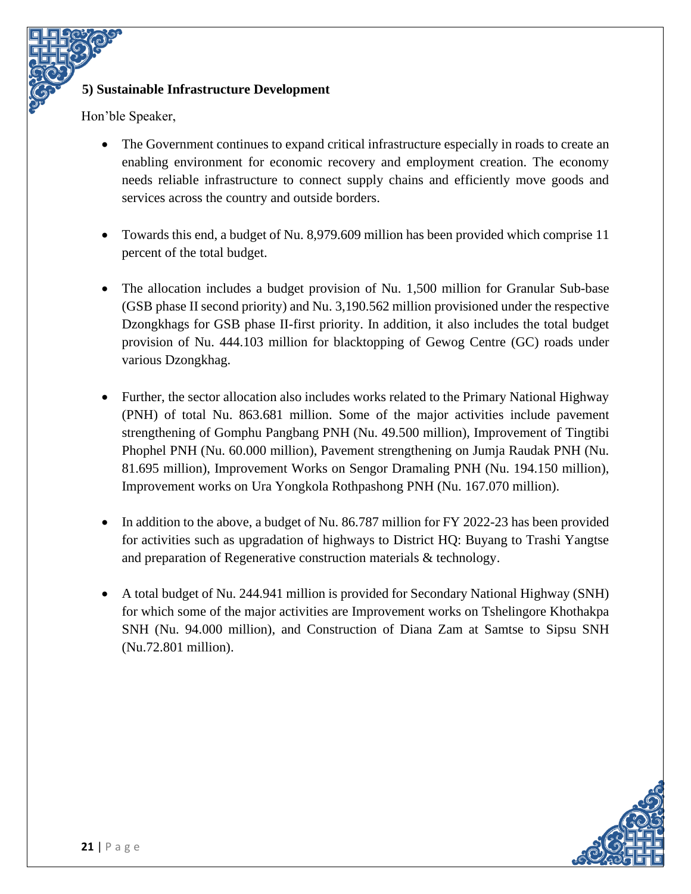### 5) Sustainable Infrastructure Development

Hon'ble Speaker,

- The Government continues to expand critical infrastructure especially in roads to create an enabling environment for economic recovery and employment creation. The economy needs reliable infrastructure to connect supply chains and efficiently move goods and services across the country and outside borders.

- Towards this end, a budget of Nu. 8,979.609 million has been provided which comprise 11 percent of the total budget.

- The allocation includes a budget provision of Nu. 1,500 million for Granular Sub-base (GSB phase II second priority) and Nu. 3,190.562 million provisioned under the respective Dzongkhags for GSB phase II-first priority. In addition, it also includes the total budget provision of Nu. 444.103 million for blacktopping of Gewog Centre (GC) roads under various Dzongkhag.

- Further, the sector allocation also includes works related to the Primary National Highway (PNH) of total Nu. 863.681 million. Some of the major activities include pavement strengthening of Gomphu Pangbang PNH (Nu. 49.500 million), Improvement of Tingtibi Phophel PNH (Nu. 60.000 million), Pavement strengthening on Jumja Raudak PNH (Nu. 81.695 million), Improvement Works on Sengor Dramaling PNH (Nu. 194.150 million), Improvement works on Ura Yongkola Rothpashong PNH (Nu. 167.070 million).

- In addition to the above, a budget of Nu. 86.787 million for FY 2022-23 has been provided for activities such as upgradation of highways to District HQ: Buyang to Trashi Yangtse and preparation of Regenerative construction materials & technology.

- A total budget of Nu. 244.941 million is provided for Secondary National Highway (SNH) for which some of the major activities are Improvement works on Tshelingore Khothakpa SNH (Nu. 94.000 million), and Construction of Diana Zam at Samtse to Sipsu SNH (Nu.72.801 million).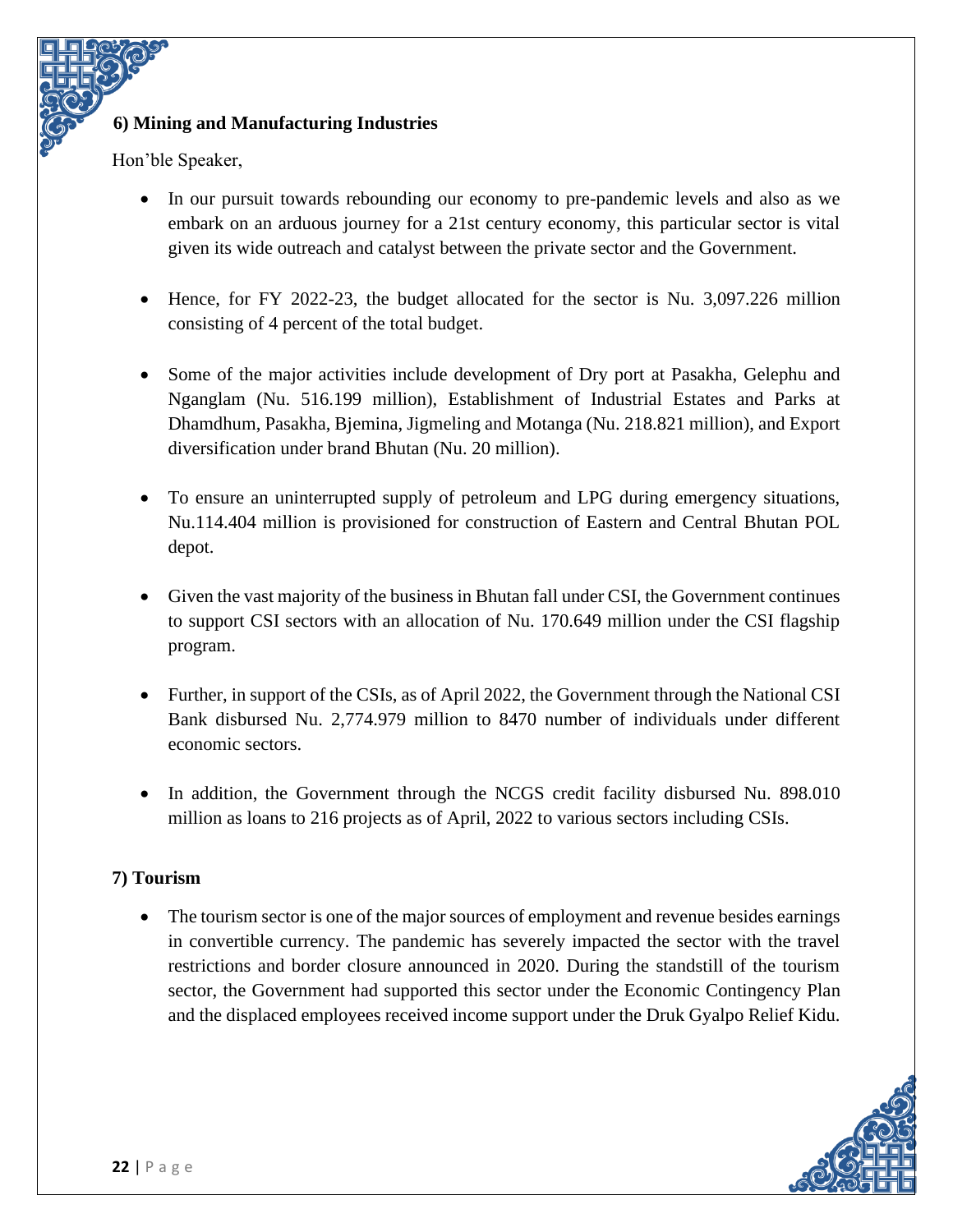### 6) Mining and Manufacturing Industries

Hon'ble Speaker,

- In our pursuit towards rebounding our economy to pre-pandemic levels and also as we embark on an arduous journey for a 21st century economy, this particular sector is vital given its wide outreach and catalyst between the private sector and the Government.

- Hence, for FY 2022-23, the budget allocated for the sector is Nu. 3,097.226 million consisting of 4 percent of the total budget.

- Some of the major activities include development of Dry port at Pasakha, Gelephu and Nganglam (Nu. 516.199 million), Establishment of Industrial Estates and Parks at Dhamdhum, Pasakha, Bjemina, Jigmeling and Motanga (Nu. 218.821 million), and Export diversification under brand Bhutan (Nu. 20 million).

- To ensure an uninterrupted supply of petroleum and LPG during emergency situations, Nu.114.404 million is provisioned for construction of Eastern and Central Bhutan POL depot.

- Given the vast majority of the business in Bhutan fall under CSI, the Government continues to support CSI sectors with an allocation of Nu. 170.649 million under the CSI flagship program.

- Further, in support of the CSIs, as of April 2022, the Government through the National CSI Bank disbursed Nu. 2,774.979 million to 8470 number of individuals under different economic sectors.

- In addition, the Government through the NCGS credit facility disbursed Nu. 898.010 million as loans to 216 projects as of April, 2022 to various sectors including CSIs.

### 7) Tourism

- The tourism sector is one of the major sources of employment and revenue besides earnings in convertible currency. The pandemic has severely impacted the sector with the travel restrictions and border closure announced in 2020. During the standstill of the tourism sector, the Government had supported this sector under the Economic Contingency Plan and the displaced employees received income support under the Druk Gyalpo Relief Kidu.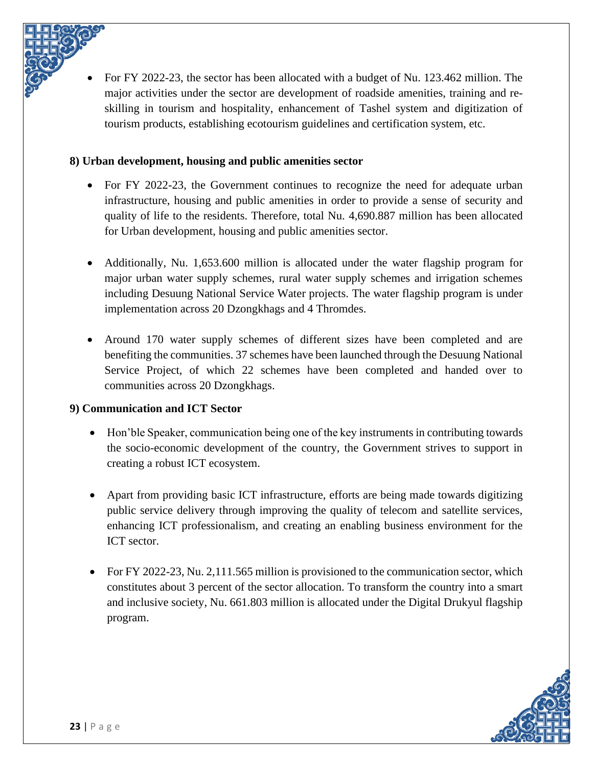- For FY 2022-23, the sector has been allocated with a budget of Nu. 123.462 million. The major activities under the sector are development of roadside amenities, training and re-skilling in tourism and hospitality, enhancement of Tashel system and digitization of tourism products, establishing ecotourism guidelines and certification system, etc.

**8) Urban development, housing and public amenities sector**

- For FY 2022-23, the Government continues to recognize the need for adequate urban infrastructure, housing and public amenities in order to provide a sense of security and quality of life to the residents. Therefore, total Nu. 4,690.887 million has been allocated for Urban development, housing and public amenities sector.

- Additionally, Nu. 1,653.600 million is allocated under the water flagship program for major urban water supply schemes, rural water supply schemes and irrigation schemes including Desuung National Service Water projects. The water flagship program is under implementation across 20 Dzongkhags and 4 Thromdes.

- Around 170 water supply schemes of different sizes have been completed and are benefiting the communities. 37 schemes have been launched through the Desuung National Service Project, of which 22 schemes have been completed and handed over to communities across 20 Dzongkhags.

**9) Communication and ICT Sector**

- Hon'ble Speaker, communication being one of the key instruments in contributing towards the socio-economic development of the country, the Government strives to support in creating a robust ICT ecosystem.

- Apart from providing basic ICT infrastructure, efforts are being made towards digitizing public service delivery through improving the quality of telecom and satellite services, enhancing ICT professionalism, and creating an enabling business environment for the ICT sector.

- For FY 2022-23, Nu. 2,111.565 million is provisioned to the communication sector, which constitutes about 3 percent of the sector allocation. To transform the country into a smart and inclusive society, Nu. 661.803 million is allocated under the Digital Drukyul flagship program.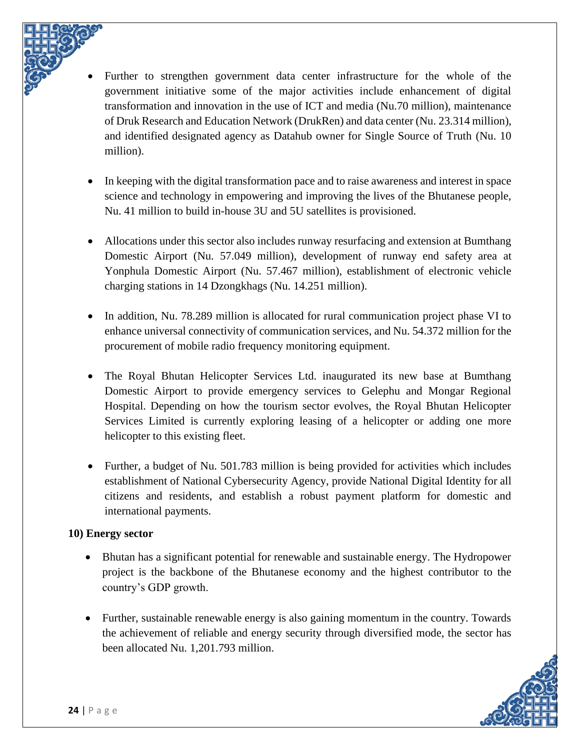- Further to strengthen government data center infrastructure for the whole of the government initiative some of the major activities include enhancement of digital transformation and innovation in the use of ICT and media (Nu.70 million), maintenance of Druk Research and Education Network (DrukRen) and data center (Nu. 23.314 million), and identified designated agency as Datahub owner for Single Source of Truth (Nu. 10 million).

- In keeping with the digital transformation pace and to raise awareness and interest in space science and technology in empowering and improving the lives of the Bhutanese people, Nu. 41 million to build in-house 3U and 5U satellites is provisioned.

- Allocations under this sector also includes runway resurfacing and extension at Bumthang Domestic Airport (Nu. 57.049 million), development of runway end safety area at Yonphula Domestic Airport (Nu. 57.467 million), establishment of electronic vehicle charging stations in 14 Dzongkhags (Nu. 14.251 million).

- In addition, Nu. 78.289 million is allocated for rural communication project phase VI to enhance universal connectivity of communication services, and Nu. 54.372 million for the procurement of mobile radio frequency monitoring equipment.

- The Royal Bhutan Helicopter Services Ltd. inaugurated its new base at Bumthang Domestic Airport to provide emergency services to Gelephu and Mongar Regional Hospital. Depending on how the tourism sector evolves, the Royal Bhutan Helicopter Services Limited is currently exploring leasing of a helicopter or adding one more helicopter to this existing fleet.

- Further, a budget of Nu. 501.783 million is being provided for activities which includes establishment of National Cybersecurity Agency, provide National Digital Identity for all citizens and residents, and establish a robust payment platform for domestic and international payments.

**10) Energy sector**

- Bhutan has a significant potential for renewable and sustainable energy. The Hydropower project is the backbone of the Bhutanese economy and the highest contributor to the country's GDP growth.

- Further, sustainable renewable energy is also gaining momentum in the country. Towards the achievement of reliable and energy security through diversified mode, the sector has been allocated Nu. 1,201.793 million.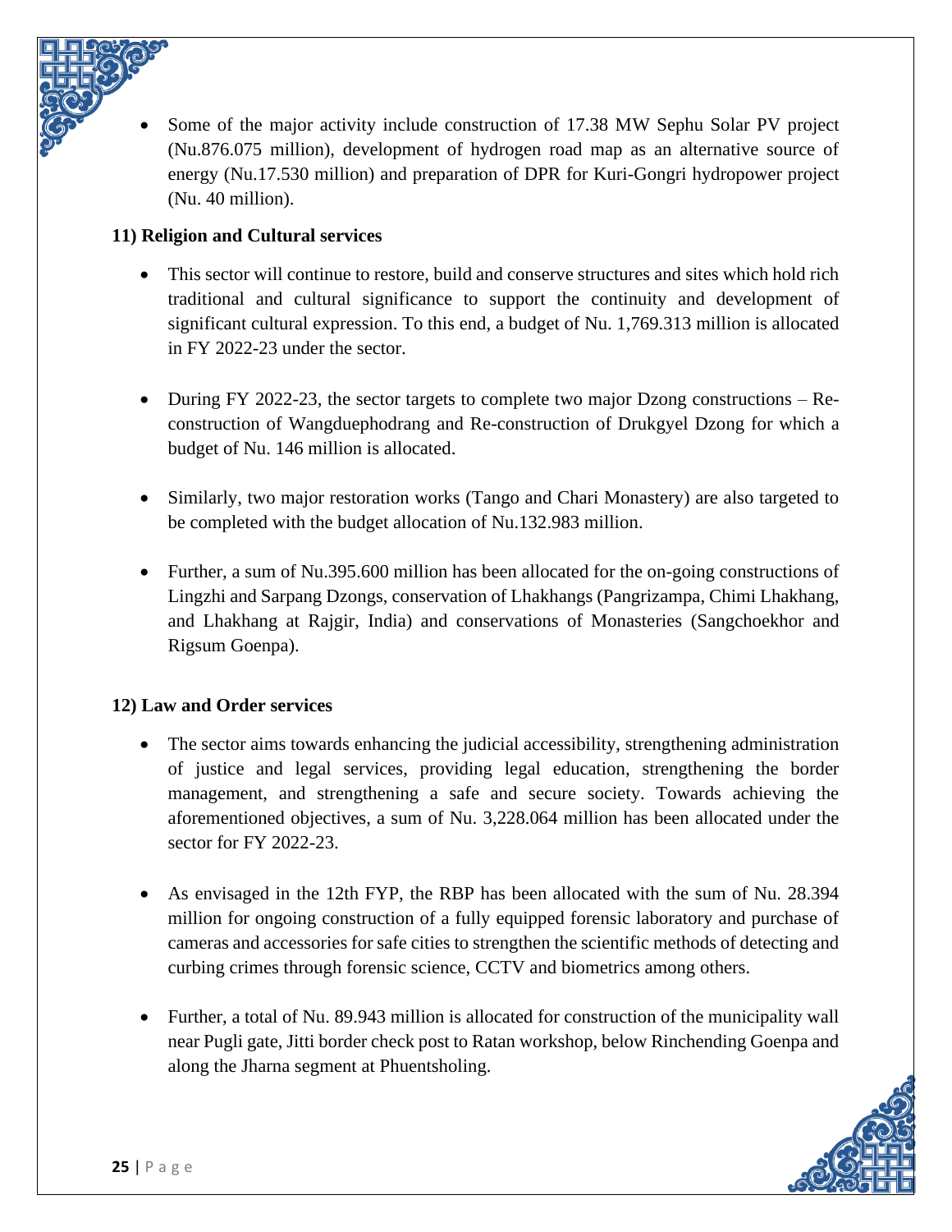- Some of the major activity include construction of 17.38 MW Sephu Solar PV project (Nu.876.075 million), development of hydrogen road map as an alternative source of energy (Nu.17.530 million) and preparation of DPR for Kuri-Gongri hydropower project (Nu. 40 million).

**11) Religion and Cultural services**

- This sector will continue to restore, build and conserve structures and sites which hold rich traditional and cultural significance to support the continuity and development of significant cultural expression. To this end, a budget of Nu. 1,769.313 million is allocated in FY 2022-23 under the sector.

- During FY 2022-23, the sector targets to complete two major Dzong constructions – Re-construction of Wangduephodrang and Re-construction of Drukgyel Dzong for which a budget of Nu. 146 million is allocated.

- Similarly, two major restoration works (Tango and Chari Monastery) are also targeted to be completed with the budget allocation of Nu.132.983 million.

- Further, a sum of Nu.395.600 million has been allocated for the on-going constructions of Lingzhi and Sarpang Dzongs, conservation of Lhakhangs (Pangrizampa, Chimi Lhakhang, and Lhakhang at Rajgir, India) and conservations of Monasteries (Sangchoekhor and Rigsum Goenpa).

**12) Law and Order services**

- The sector aims towards enhancing the judicial accessibility, strengthening administration of justice and legal services, providing legal education, strengthening the border management, and strengthening a safe and secure society. Towards achieving the aforementioned objectives, a sum of Nu. 3,228.064 million has been allocated under the sector for FY 2022-23.

- As envisaged in the 12th FYP, the RBP has been allocated with the sum of Nu. 28.394 million for ongoing construction of a fully equipped forensic laboratory and purchase of cameras and accessories for safe cities to strengthen the scientific methods of detecting and curbing crimes through forensic science, CCTV and biometrics among others.

- Further, a total of Nu. 89.943 million is allocated for construction of the municipality wall near Pugli gate, Jitti border check post to Ratan workshop, below Rinchending Goenpa and along the Jharna segment at Phuentsholing.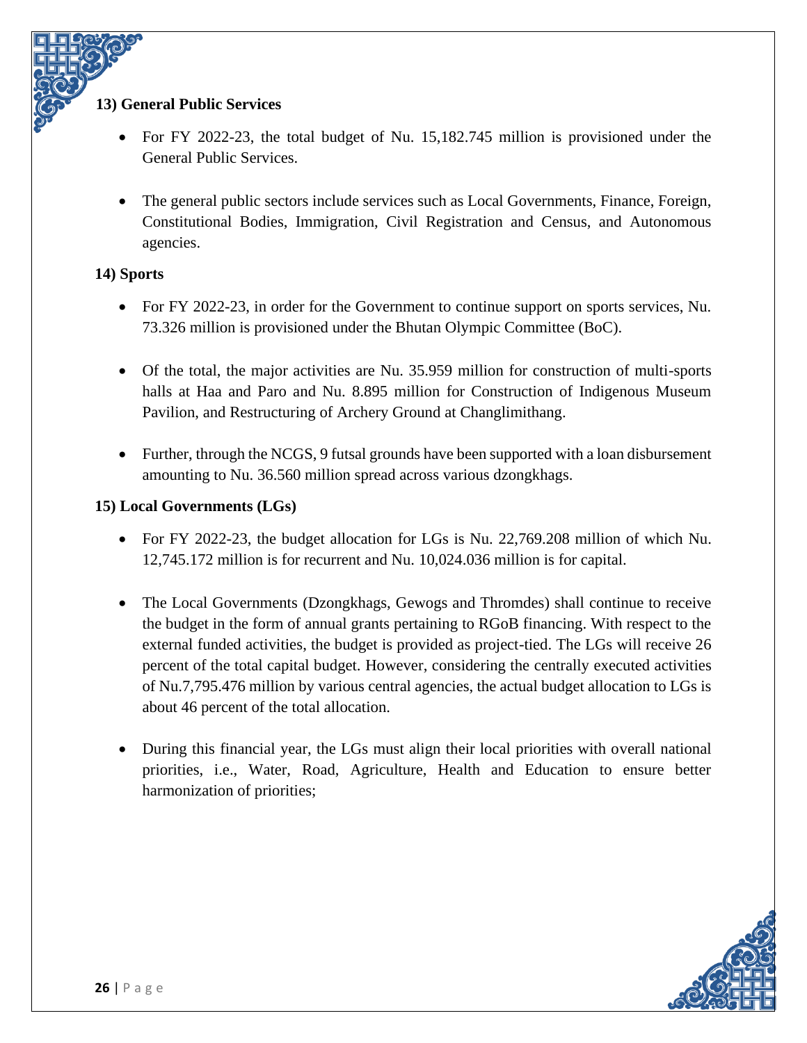### 13) General Public Services

- For FY 2022-23, the total budget of Nu. 15,182.745 million is provisioned under the General Public Services.

- The general public sectors include services such as Local Governments, Finance, Foreign, Constitutional Bodies, Immigration, Civil Registration and Census, and Autonomous agencies.

### 14) Sports

- For FY 2022-23, in order for the Government to continue support on sports services, Nu. 73.326 million is provisioned under the Bhutan Olympic Committee (BoC).

- Of the total, the major activities are Nu. 35.959 million for construction of multi-sports halls at Haa and Paro and Nu. 8.895 million for Construction of Indigenous Museum Pavilion, and Restructuring of Archery Ground at Changlimithang.

- Further, through the NCGS, 9 futsal grounds have been supported with a loan disbursement amounting to Nu. 36.560 million spread across various dzongkhags.

### 15) Local Governments (LGs)

- For FY 2022-23, the budget allocation for LGs is Nu. 22,769.208 million of which Nu. 12,745.172 million is for recurrent and Nu. 10,024.036 million is for capital.

- The Local Governments (Dzongkhags, Gewogs and Thromdes) shall continue to receive the budget in the form of annual grants pertaining to RGoB financing. With respect to the external funded activities, the budget is provided as project-tied. The LGs will receive 26 percent of the total capital budget. However, considering the centrally executed activities of Nu.7,795.476 million by various central agencies, the actual budget allocation to LGs is about 46 percent of the total allocation.

- During this financial year, the LGs must align their local priorities with overall national priorities, i.e., Water, Road, Agriculture, Health and Education to ensure better harmonization of priorities;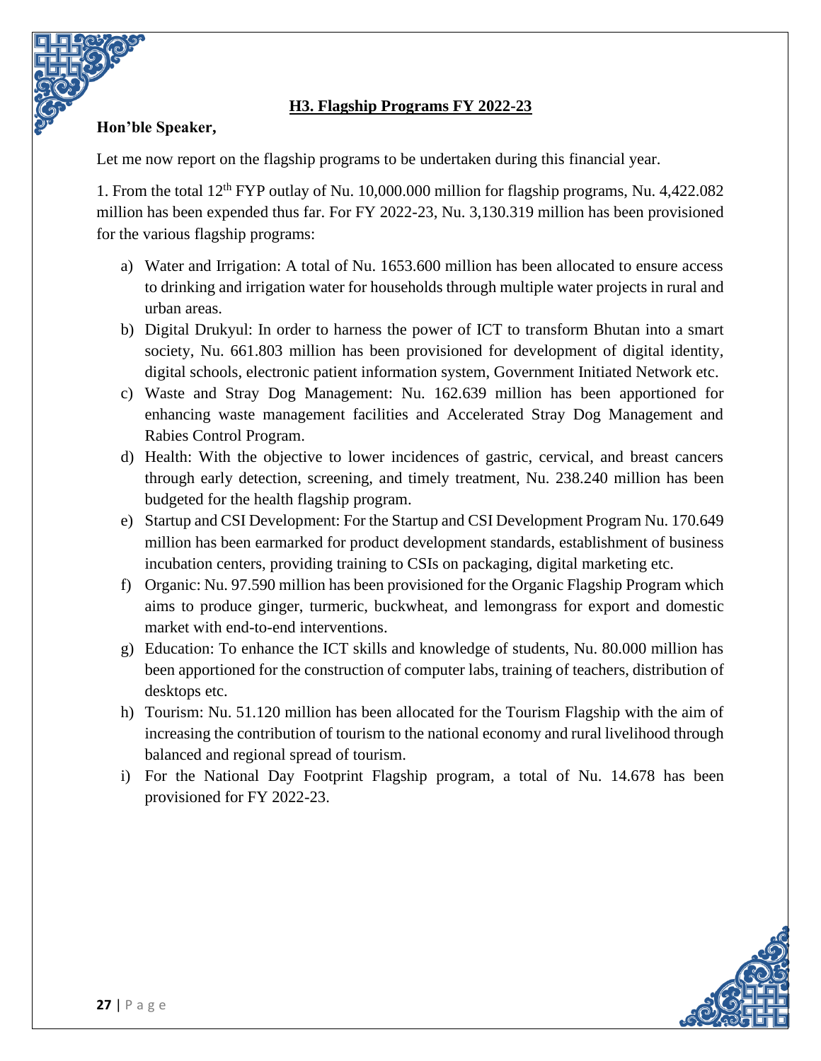### H3. Flagship Programs FY 2022-23

**Hon'ble Speaker,**

Let me now report on the flagship programs to be undertaken during this financial year.

1. From the total 12th FYP outlay of Nu. 10,000.000 million for flagship programs, Nu. 4,422.082 million has been expended thus far. For FY 2022-23, Nu. 3,130.319 million has been provisioned for the various flagship programs:

   a) Water and Irrigation: A total of Nu. 1653.600 million has been allocated to ensure access to drinking and irrigation water for households through multiple water projects in rural and urban areas.

   b) Digital Drukyul: In order to harness the power of ICT to transform Bhutan into a smart society, Nu. 661.803 million has been provisioned for development of digital identity, digital schools, electronic patient information system, Government Initiated Network etc.

   c) Waste and Stray Dog Management: Nu. 162.639 million has been apportioned for enhancing waste management facilities and Accelerated Stray Dog Management and Rabies Control Program.

   d) Health: With the objective to lower incidences of gastric, cervical, and breast cancers through early detection, screening, and timely treatment, Nu. 238.240 million has been budgeted for the health flagship program.

   e) Startup and CSI Development: For the Startup and CSI Development Program Nu. 170.649 million has been earmarked for product development standards, establishment of business incubation centers, providing training to CSIs on packaging, digital marketing etc.

   f) Organic: Nu. 97.590 million has been provisioned for the Organic Flagship Program which aims to produce ginger, turmeric, buckwheat, and lemongrass for export and domestic market with end-to-end interventions.

   g) Education: To enhance the ICT skills and knowledge of students, Nu. 80.000 million has been apportioned for the construction of computer labs, training of teachers, distribution of desktops etc.

   h) Tourism: Nu. 51.120 million has been allocated for the Tourism Flagship with the aim of increasing the contribution of tourism to the national economy and rural livelihood through balanced and regional spread of tourism.

   i) For the National Day Footprint Flagship program, a total of Nu. 14.678 has been provisioned for FY 2022-23.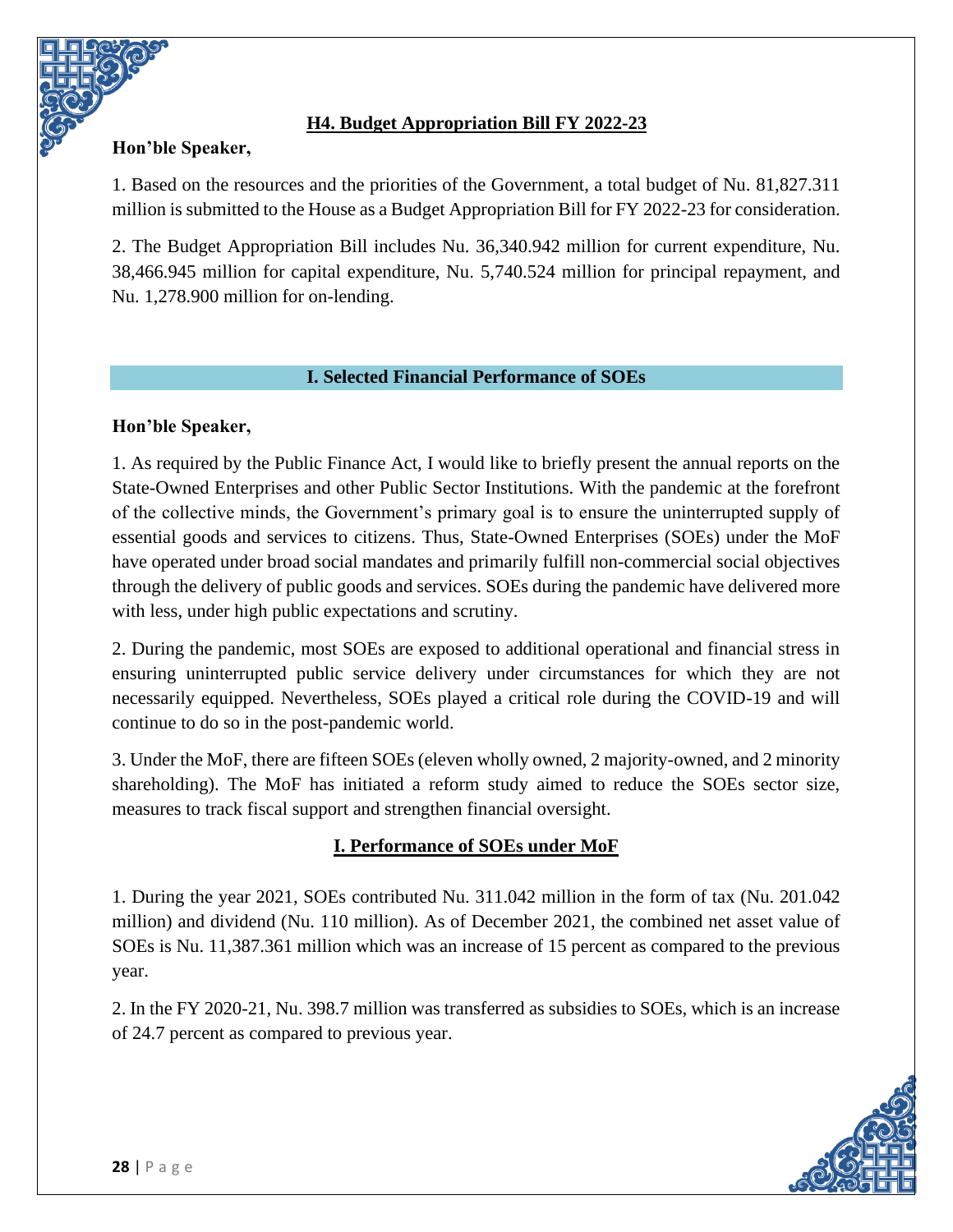## H4. Budget Appropriation Bill FY 2022-23

**Hon'ble Speaker,**

1. Based on the resources and the priorities of the Government, a total budget of Nu. 81,827.311 million is submitted to the House as a Budget Appropriation Bill for FY 2022-23 for consideration.

2. The Budget Appropriation Bill includes Nu. 36,340.942 million for current expenditure, Nu. 38,466.945 million for capital expenditure, Nu. 5,740.524 million for principal repayment, and Nu. 1,278.900 million for on-lending.

## I. Selected Financial Performance of SOEs

**Hon'ble Speaker,**

1. As required by the Public Finance Act, I would like to briefly present the annual reports on the State-Owned Enterprises and other Public Sector Institutions. With the pandemic at the forefront of the collective minds, the Government's primary goal is to ensure the uninterrupted supply of essential goods and services to citizens. Thus, State-Owned Enterprises (SOEs) under the MoF have operated under broad social mandates and primarily fulfill non-commercial social objectives through the delivery of public goods and services. SOEs during the pandemic have delivered more with less, under high public expectations and scrutiny.

2. During the pandemic, most SOEs are exposed to additional operational and financial stress in ensuring uninterrupted public service delivery under circumstances for which they are not necessarily equipped. Nevertheless, SOEs played a critical role during the COVID-19 and will continue to do so in the post-pandemic world.

3. Under the MoF, there are fifteen SOEs (eleven wholly owned, 2 majority-owned, and 2 minority shareholding). The MoF has initiated a reform study aimed to reduce the SOEs sector size, measures to track fiscal support and strengthen financial oversight.

### I. Performance of SOEs under MoF

1. During the year 2021, SOEs contributed Nu. 311.042 million in the form of tax (Nu. 201.042 million) and dividend (Nu. 110 million). As of December 2021, the combined net asset value of SOEs is Nu. 11,387.361 million which was an increase of 15 percent as compared to the previous year.

2. In the FY 2020-21, Nu. 398.7 million was transferred as subsidies to SOEs, which is an increase of 24.7 percent as compared to previous year.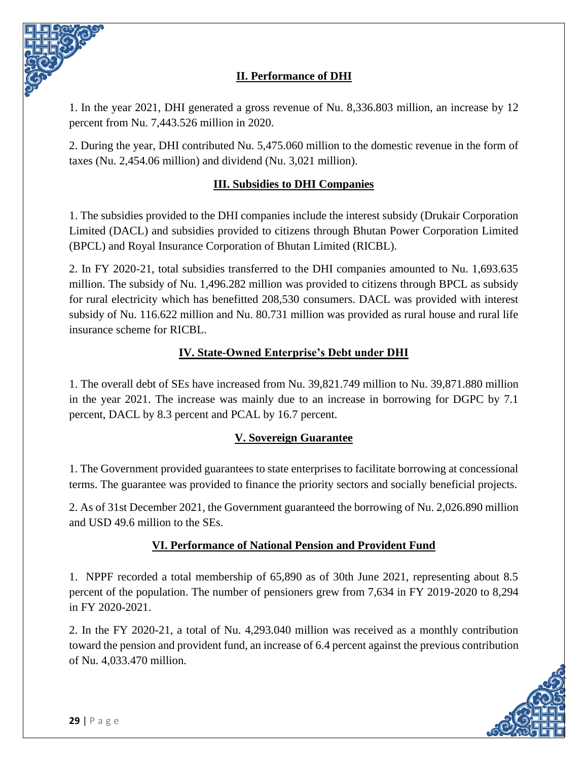## II. Performance of DHI

1. In the year 2021, DHI generated a gross revenue of Nu. 8,336.803 million, an increase by 12 percent from Nu. 7,443.526 million in 2020.

2. During the year, DHI contributed Nu. 5,475.060 million to the domestic revenue in the form of taxes (Nu. 2,454.06 million) and dividend (Nu. 3,021 million).

## III. Subsidies to DHI Companies

1. The subsidies provided to the DHI companies include the interest subsidy (Drukair Corporation Limited (DACL) and subsidies provided to citizens through Bhutan Power Corporation Limited (BPCL) and Royal Insurance Corporation of Bhutan Limited (RICBL).

2. In FY 2020-21, total subsidies transferred to the DHI companies amounted to Nu. 1,693.635 million. The subsidy of Nu. 1,496.282 million was provided to citizens through BPCL as subsidy for rural electricity which has benefitted 208,530 consumers. DACL was provided with interest subsidy of Nu. 116.622 million and Nu. 80.731 million was provided as rural house and rural life insurance scheme for RICBL.

## IV. State-Owned Enterprise's Debt under DHI

1. The overall debt of SEs have increased from Nu. 39,821.749 million to Nu. 39,871.880 million in the year 2021. The increase was mainly due to an increase in borrowing for DGPC by 7.1 percent, DACL by 8.3 percent and PCAL by 16.7 percent.

## V. Sovereign Guarantee

1. The Government provided guarantees to state enterprises to facilitate borrowing at concessional terms. The guarantee was provided to finance the priority sectors and socially beneficial projects.

2. As of 31st December 2021, the Government guaranteed the borrowing of Nu. 2,026.890 million and USD 49.6 million to the SEs.

## VI. Performance of National Pension and Provident Fund

1. NPPF recorded a total membership of 65,890 as of 30th June 2021, representing about 8.5 percent of the population. The number of pensioners grew from 7,634 in FY 2019-2020 to 8,294 in FY 2020-2021.

2. In the FY 2020-21, a total of Nu. 4,293.040 million was received as a monthly contribution toward the pension and provident fund, an increase of 6.4 percent against the previous contribution of Nu. 4,033.470 million.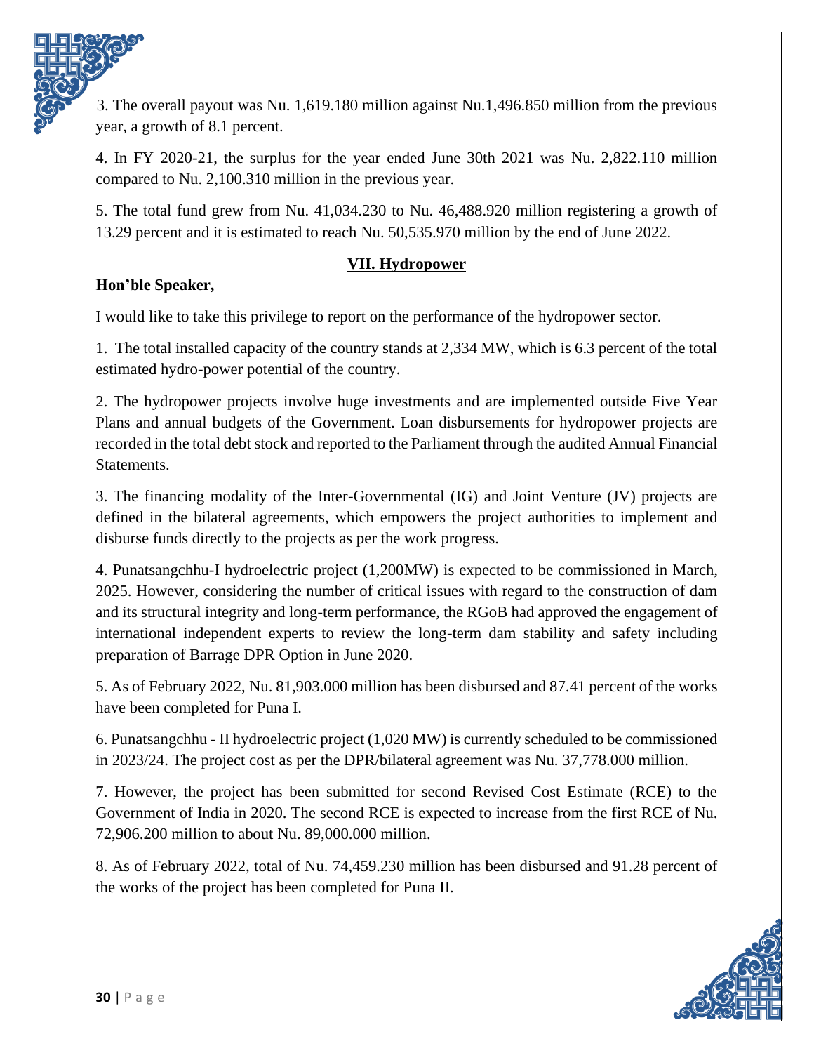3. The overall payout was Nu. 1,619.180 million against Nu.1,496.850 million from the previous year, a growth of 8.1 percent.

4. In FY 2020-21, the surplus for the year ended June 30th 2021 was Nu. 2,822.110 million compared to Nu. 2,100.310 million in the previous year.

5. The total fund grew from Nu. 41,034.230 to Nu. 46,488.920 million registering a growth of 13.29 percent and it is estimated to reach Nu. 50,535.970 million by the end of June 2022.

## VII. Hydropower

**Hon'ble Speaker,**

I would like to take this privilege to report on the performance of the hydropower sector.

1. The total installed capacity of the country stands at 2,334 MW, which is 6.3 percent of the total estimated hydro-power potential of the country.

2. The hydropower projects involve huge investments and are implemented outside Five Year Plans and annual budgets of the Government. Loan disbursements for hydropower projects are recorded in the total debt stock and reported to the Parliament through the audited Annual Financial Statements.

3. The financing modality of the Inter-Governmental (IG) and Joint Venture (JV) projects are defined in the bilateral agreements, which empowers the project authorities to implement and disburse funds directly to the projects as per the work progress.

4. Punatsangchhu-I hydroelectric project (1,200MW) is expected to be commissioned in March, 2025. However, considering the number of critical issues with regard to the construction of dam and its structural integrity and long-term performance, the RGoB had approved the engagement of international independent experts to review the long-term dam stability and safety including preparation of Barrage DPR Option in June 2020.

5. As of February 2022, Nu. 81,903.000 million has been disbursed and 87.41 percent of the works have been completed for Puna I.

6. Punatsangchhu - II hydroelectric project (1,020 MW) is currently scheduled to be commissioned in 2023/24. The project cost as per the DPR/bilateral agreement was Nu. 37,778.000 million.

7. However, the project has been submitted for second Revised Cost Estimate (RCE) to the Government of India in 2020. The second RCE is expected to increase from the first RCE of Nu. 72,906.200 million to about Nu. 89,000.000 million.

8. As of February 2022, total of Nu. 74,459.230 million has been disbursed and 91.28 percent of the works of the project has been completed for Puna II.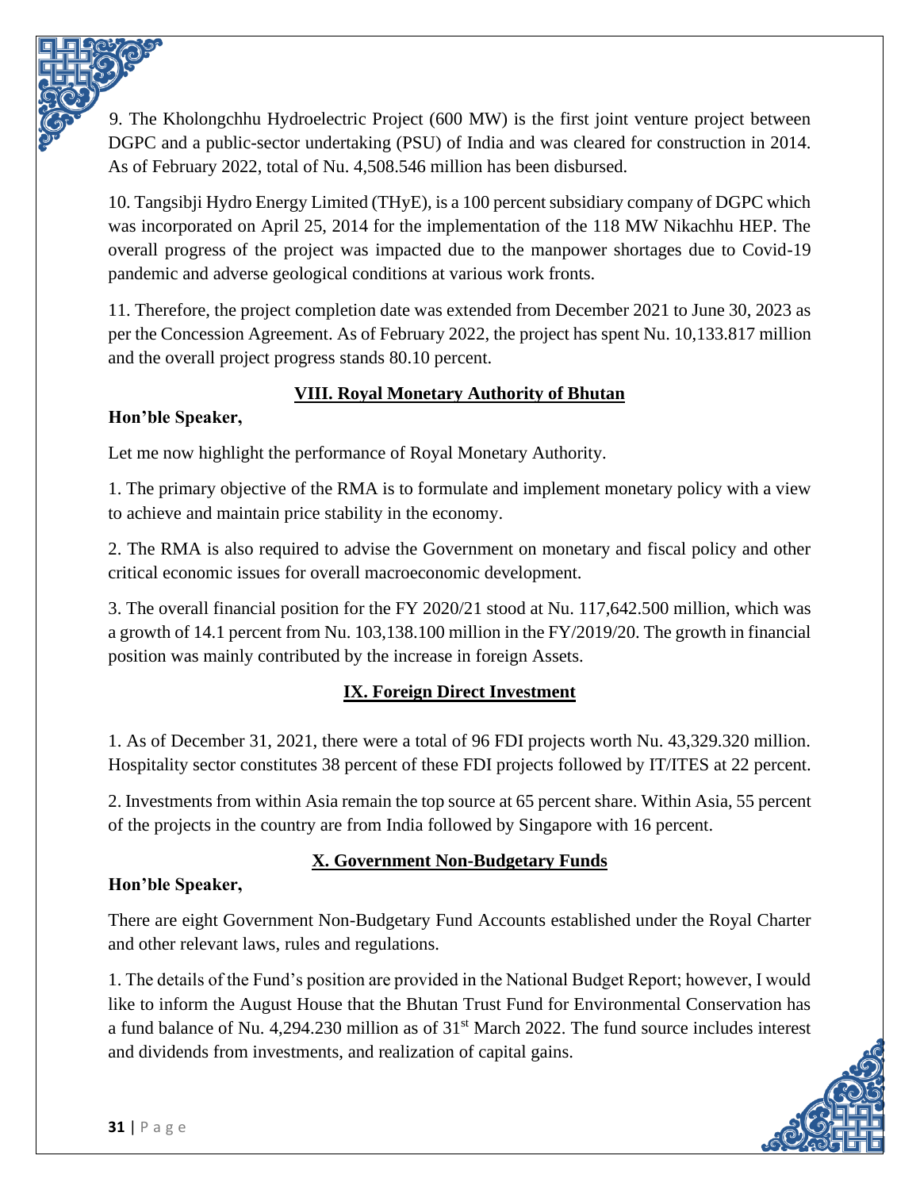9. The Kholongchhu Hydroelectric Project (600 MW) is the first joint venture project between DGPC and a public-sector undertaking (PSU) of India and was cleared for construction in 2014. As of February 2022, total of Nu. 4,508.546 million has been disbursed.

10. Tangsibji Hydro Energy Limited (THyE), is a 100 percent subsidiary company of DGPC which was incorporated on April 25, 2014 for the implementation of the 118 MW Nikachhu HEP. The overall progress of the project was impacted due to the manpower shortages due to Covid-19 pandemic and adverse geological conditions at various work fronts.

11. Therefore, the project completion date was extended from December 2021 to June 30, 2023 as per the Concession Agreement. As of February 2022, the project has spent Nu. 10,133.817 million and the overall project progress stands 80.10 percent.

## VIII. Royal Monetary Authority of Bhutan

**Hon'ble Speaker,**

Let me now highlight the performance of Royal Monetary Authority.

1. The primary objective of the RMA is to formulate and implement monetary policy with a view to achieve and maintain price stability in the economy.

2. The RMA is also required to advise the Government on monetary and fiscal policy and other critical economic issues for overall macroeconomic development.

3. The overall financial position for the FY 2020/21 stood at Nu. 117,642.500 million, which was a growth of 14.1 percent from Nu. 103,138.100 million in the FY/2019/20. The growth in financial position was mainly contributed by the increase in foreign Assets.

## IX. Foreign Direct Investment

1. As of December 31, 2021, there were a total of 96 FDI projects worth Nu. 43,329.320 million. Hospitality sector constitutes 38 percent of these FDI projects followed by IT/ITES at 22 percent.

2. Investments from within Asia remain the top source at 65 percent share. Within Asia, 55 percent of the projects in the country are from India followed by Singapore with 16 percent.

## X. Government Non-Budgetary Funds

**Hon'ble Speaker,**

There are eight Government Non-Budgetary Fund Accounts established under the Royal Charter and other relevant laws, rules and regulations.

1. The details of the Fund's position are provided in the National Budget Report; however, I would like to inform the August House that the Bhutan Trust Fund for Environmental Conservation has a fund balance of Nu. 4,294.230 million as of 31st March 2022. The fund source includes interest and dividends from investments, and realization of capital gains.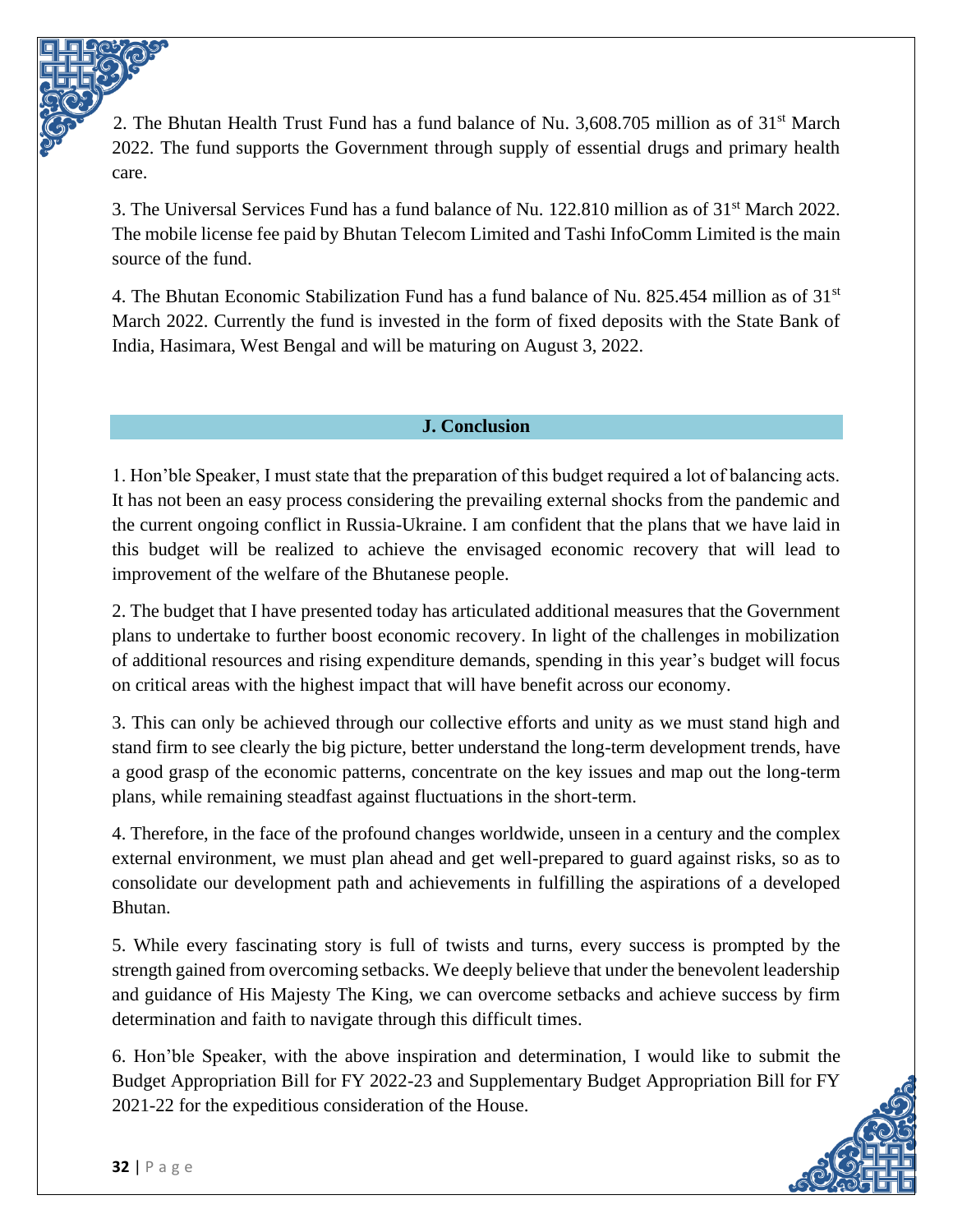2. The Bhutan Health Trust Fund has a fund balance of Nu. 3,608.705 million as of 31st March 2022. The fund supports the Government through supply of essential drugs and primary health care.

3. The Universal Services Fund has a fund balance of Nu. 122.810 million as of 31st March 2022. The mobile license fee paid by Bhutan Telecom Limited and Tashi InfoComm Limited is the main source of the fund.

4. The Bhutan Economic Stabilization Fund has a fund balance of Nu. 825.454 million as of 31st March 2022. Currently the fund is invested in the form of fixed deposits with the State Bank of India, Hasimara, West Bengal and will be maturing on August 3, 2022.

## J. Conclusion

1. Hon'ble Speaker, I must state that the preparation of this budget required a lot of balancing acts. It has not been an easy process considering the prevailing external shocks from the pandemic and the current ongoing conflict in Russia-Ukraine. I am confident that the plans that we have laid in this budget will be realized to achieve the envisaged economic recovery that will lead to improvement of the welfare of the Bhutanese people.

2. The budget that I have presented today has articulated additional measures that the Government plans to undertake to further boost economic recovery. In light of the challenges in mobilization of additional resources and rising expenditure demands, spending in this year's budget will focus on critical areas with the highest impact that will have benefit across our economy.

3. This can only be achieved through our collective efforts and unity as we must stand high and stand firm to see clearly the big picture, better understand the long-term development trends, have a good grasp of the economic patterns, concentrate on the key issues and map out the long-term plans, while remaining steadfast against fluctuations in the short-term.

4. Therefore, in the face of the profound changes worldwide, unseen in a century and the complex external environment, we must plan ahead and get well-prepared to guard against risks, so as to consolidate our development path and achievements in fulfilling the aspirations of a developed Bhutan.

5. While every fascinating story is full of twists and turns, every success is prompted by the strength gained from overcoming setbacks. We deeply believe that under the benevolent leadership and guidance of His Majesty The King, we can overcome setbacks and achieve success by firm determination and faith to navigate through this difficult times.

6. Hon'ble Speaker, with the above inspiration and determination, I would like to submit the Budget Appropriation Bill for FY 2022-23 and Supplementary Budget Appropriation Bill for FY 2021-22 for the expeditious consideration of the House.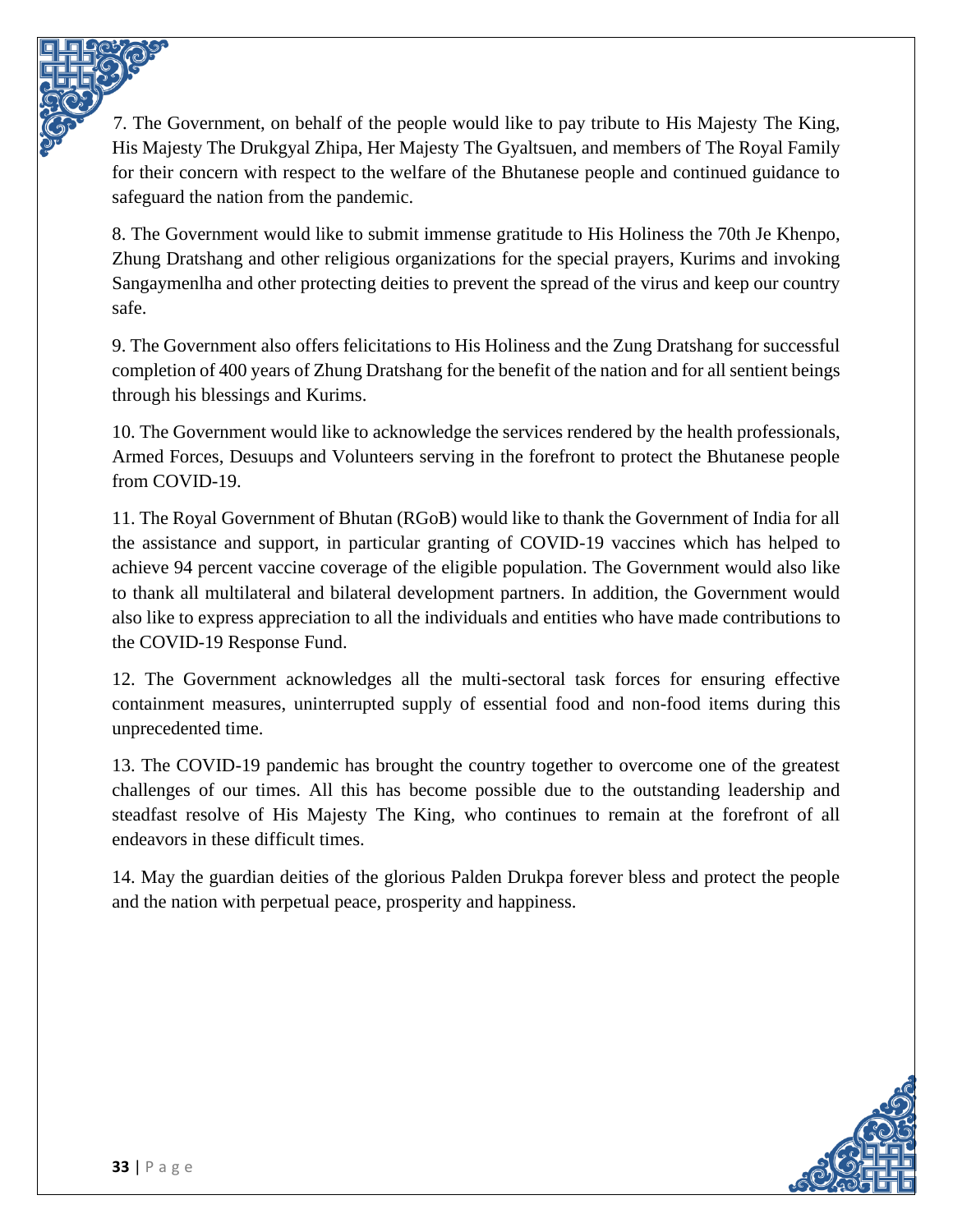7. The Government, on behalf of the people would like to pay tribute to His Majesty The King, His Majesty The Drukgyal Zhipa, Her Majesty The Gyaltsuen, and members of The Royal Family for their concern with respect to the welfare of the Bhutanese people and continued guidance to safeguard the nation from the pandemic.

8. The Government would like to submit immense gratitude to His Holiness the 70th Je Khenpo, Zhung Dratshang and other religious organizations for the special prayers, Kurims and invoking Sangaymenlha and other protecting deities to prevent the spread of the virus and keep our country safe.

9. The Government also offers felicitations to His Holiness and the Zung Dratshang for successful completion of 400 years of Zhung Dratshang for the benefit of the nation and for all sentient beings through his blessings and Kurims.

10. The Government would like to acknowledge the services rendered by the health professionals, Armed Forces, Desuups and Volunteers serving in the forefront to protect the Bhutanese people from COVID-19.

11. The Royal Government of Bhutan (RGoB) would like to thank the Government of India for all the assistance and support, in particular granting of COVID-19 vaccines which has helped to achieve 94 percent vaccine coverage of the eligible population. The Government would also like to thank all multilateral and bilateral development partners. In addition, the Government would also like to express appreciation to all the individuals and entities who have made contributions to the COVID-19 Response Fund.

12. The Government acknowledges all the multi-sectoral task forces for ensuring effective containment measures, uninterrupted supply of essential food and non-food items during this unprecedented time.

13. The COVID-19 pandemic has brought the country together to overcome one of the greatest challenges of our times. All this has become possible due to the outstanding leadership and steadfast resolve of His Majesty The King, who continues to remain at the forefront of all endeavors in these difficult times.

14. May the guardian deities of the glorious Palden Drukpa forever bless and protect the people and the nation with perpetual peace, prosperity and happiness.